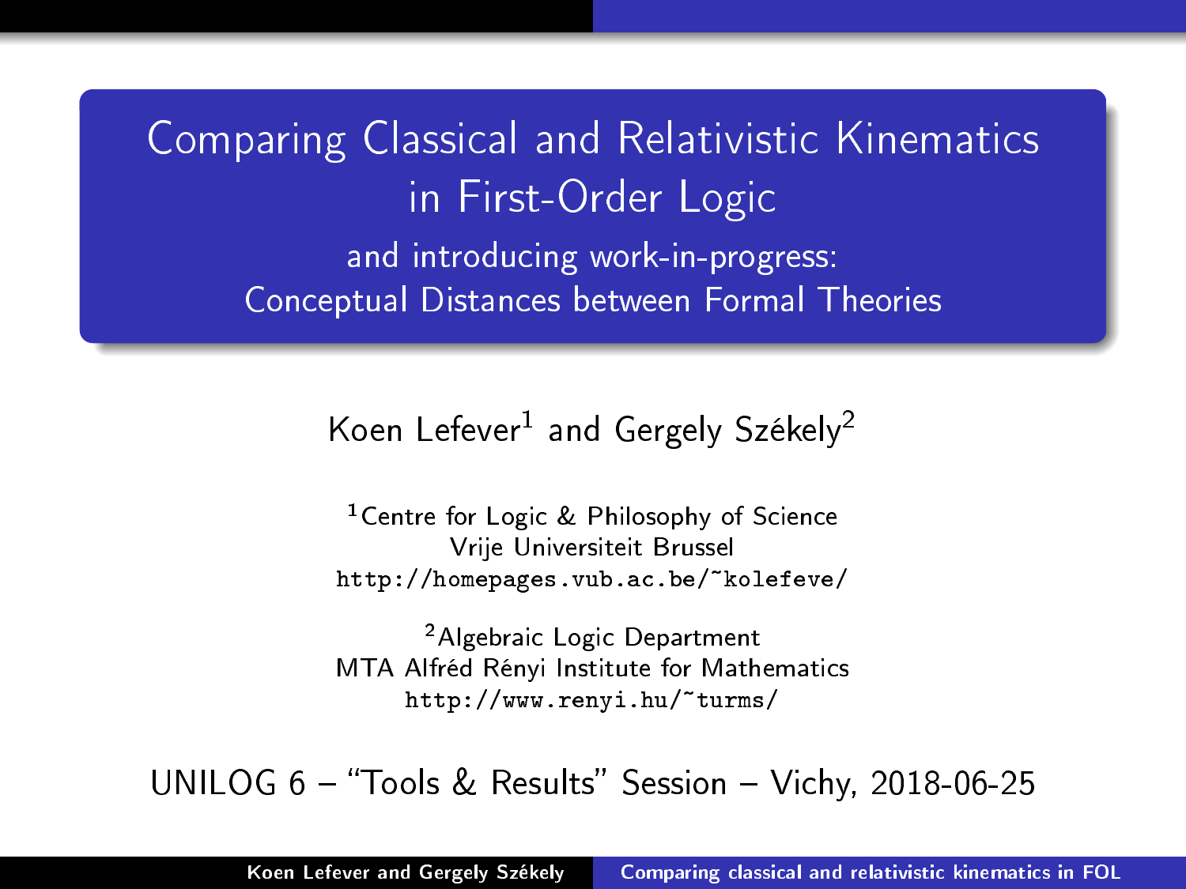# Comparing Classical and Relativistic Kinematics in First-Order Logic

## and introducing work-in-progress: Conceptual Distances between Formal Theories

Koen Lefever[1] and Gergely Székely[2]

[1]Centre for Logic & Philosophy of Science
Vrije Universiteit Brussel
http://homepages.vub.ac.be/~kolefeve/

[2]Algebraic Logic Department
MTA Alfréd Rényi Institute for Mathematics
http://www.renyi.hu/~turms/

UNILOG 6 – "Tools & Results" Session – Vichy, 2018-06-25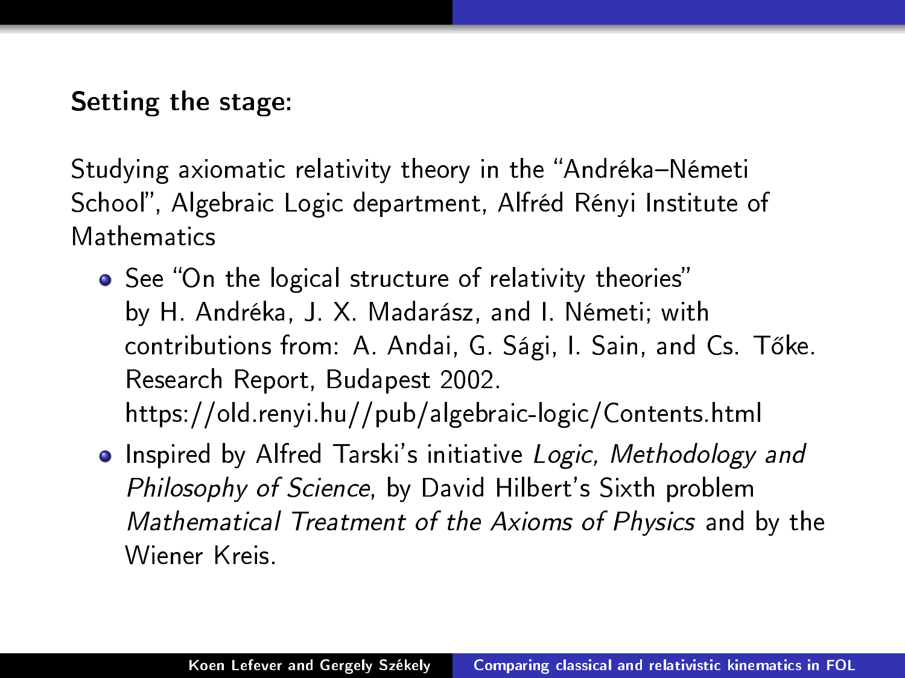**Setting the stage:**

Studying axiomatic relativity theory in the "Andréka–Németi School", Algebraic Logic department, Alfréd Rényi Institute of Mathematics

- See "On the logical structure of relativity theories" by H. Andréka, J. X. Madarász, and I. Németi; with contributions from: A. Andai, G. Sági, I. Sain, and Cs. Tőke. Research Report, Budapest 2002. https://old.renyi.hu//pub/algebraic-logic/Contents.html
- Inspired by Alfred Tarski's initiative *Logic, Methodology and Philosophy of Science*, by David Hilbert's Sixth problem *Mathematical Treatment of the Axioms of Physics* and by the Wiener Kreis.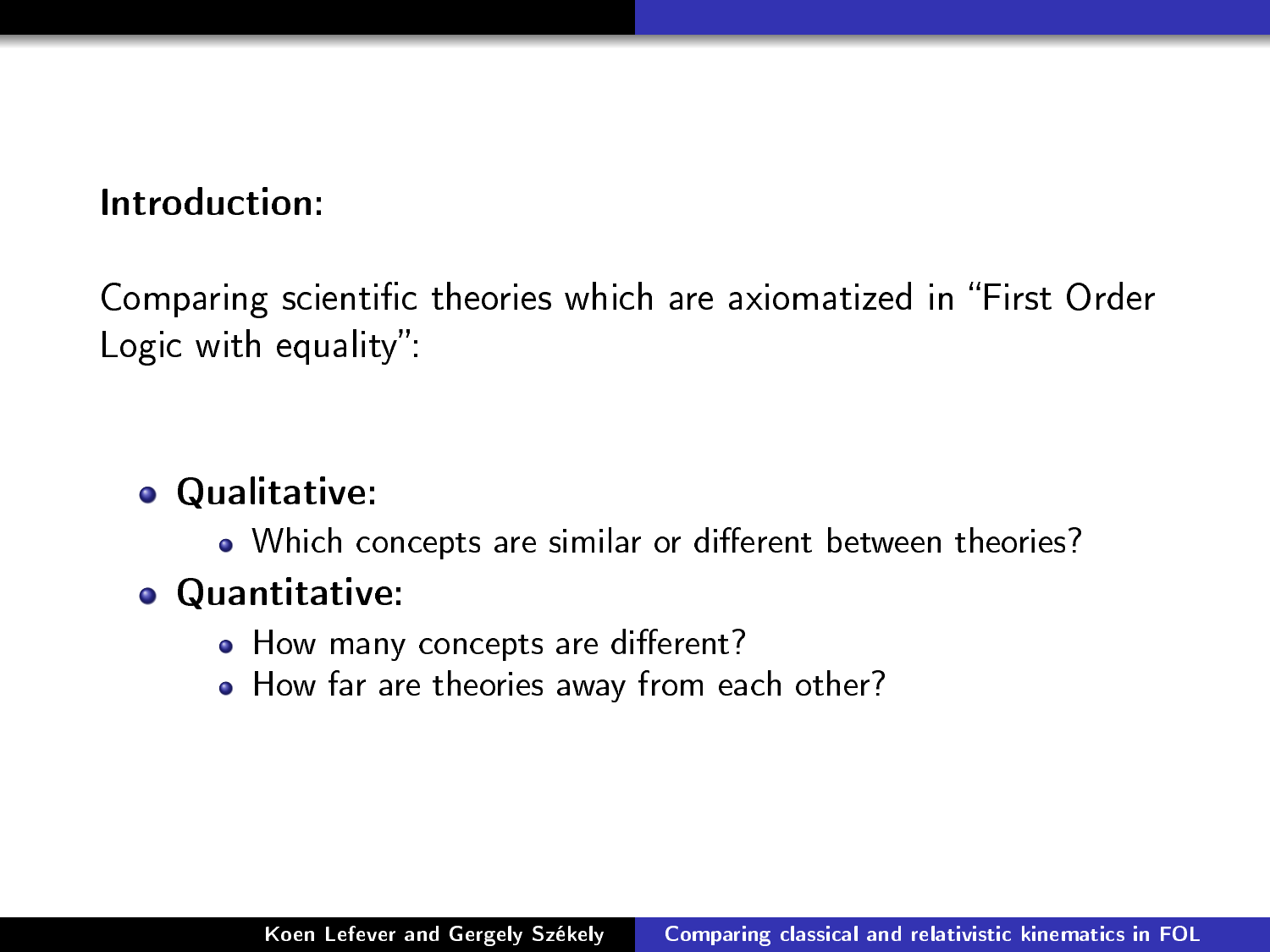**Introduction:**

Comparing scientific theories which are axiomatized in “First Order Logic with equality”:

- **Qualitative:**
  - Which concepts are similar or different between theories?
- **Quantitative:**
  - How many concepts are different?
  - How far are theories away from each other?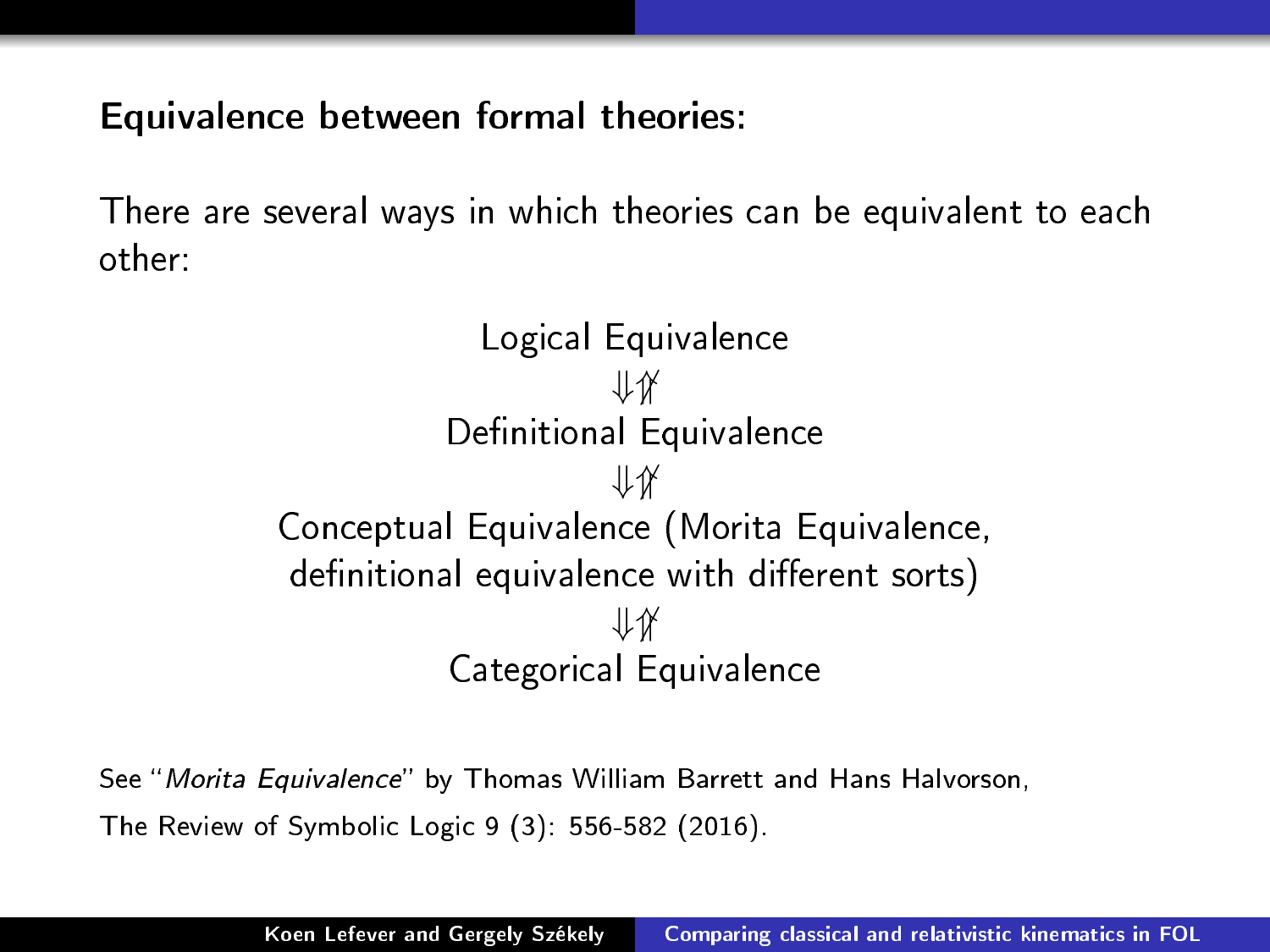**Equivalence between formal theories:**

There are several ways in which theories can be equivalent to each other:

$$\text{Logical Equivalence}$$
$$\Downarrow\not\Uparrow$$
$$\text{Definitional Equivalence}$$
$$\Downarrow\not\Uparrow$$
$$\text{Conceptual Equivalence (Morita Equivalence, definitional equivalence with different sorts)}$$
$$\Downarrow\not\Uparrow$$
$$\text{Categorical Equivalence}$$

See "*Morita Equivalence*" by Thomas William Barrett and Hans Halvorson, The Review of Symbolic Logic 9 (3): 556-582 (2016).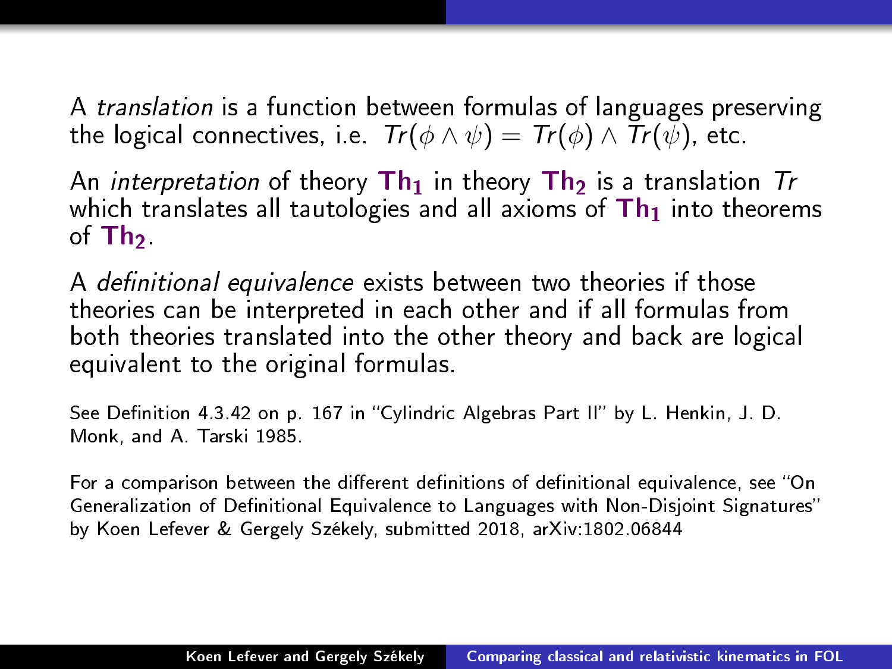A *translation* is a function between formulas of languages preserving the logical connectives, i.e. $Tr(\phi \wedge \psi) = Tr(\phi) \wedge Tr(\psi)$, etc.

An *interpretation* of theory $\mathbf{Th_1}$ in theory $\mathbf{Th_2}$ is a translation $Tr$ which translates all tautologies and all axioms of $\mathbf{Th_1}$ into theorems of $\mathbf{Th_2}$.

A *definitional equivalence* exists between two theories if those theories can be interpreted in each other and if all formulas from both theories translated into the other theory and back are logical equivalent to the original formulas.

See Definition 4.3.42 on p. 167 in "Cylindric Algebras Part II" by L. Henkin, J. D. Monk, and A. Tarski 1985.

For a comparison between the different definitions of definitional equivalence, see "On Generalization of Definitional Equivalence to Languages with Non-Disjoint Signatures" by Koen Lefever & Gergely Székely, submitted 2018, arXiv:1802.06844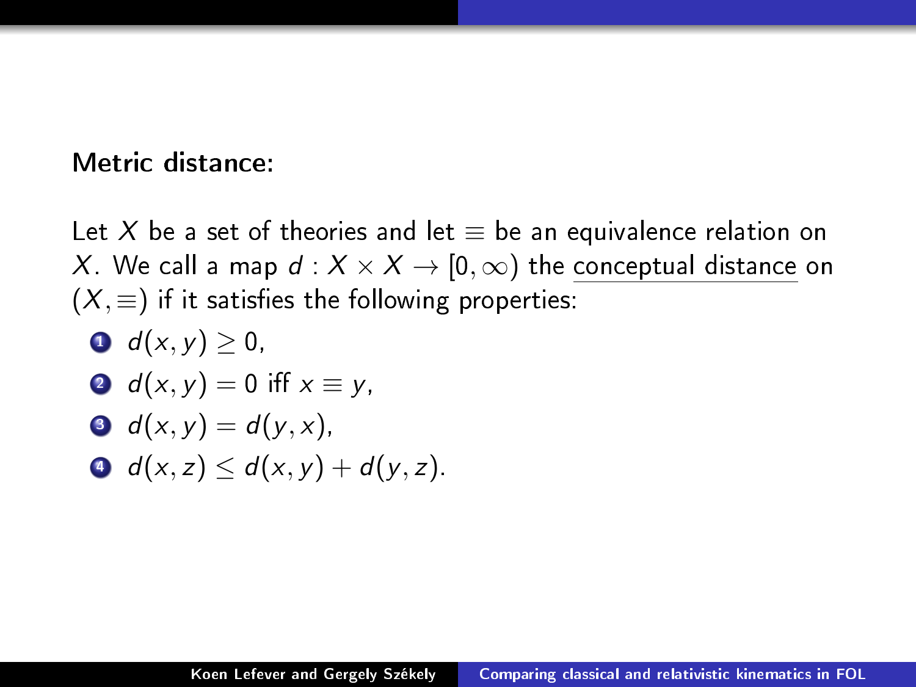**Metric distance:**

Let $X$ be a set of theories and let $\equiv$ be an equivalence relation on $X$. We call a map $d : X \times X \to [0, \infty)$ the conceptual distance on $(X, \equiv)$ if it satisfies the following properties:

1. $d(x, y) \geq 0$,
2. $d(x, y) = 0$ iff $x \equiv y$,
3. $d(x, y) = d(y, x)$,
4. $d(x, z) \leq d(x, y) + d(y, z)$.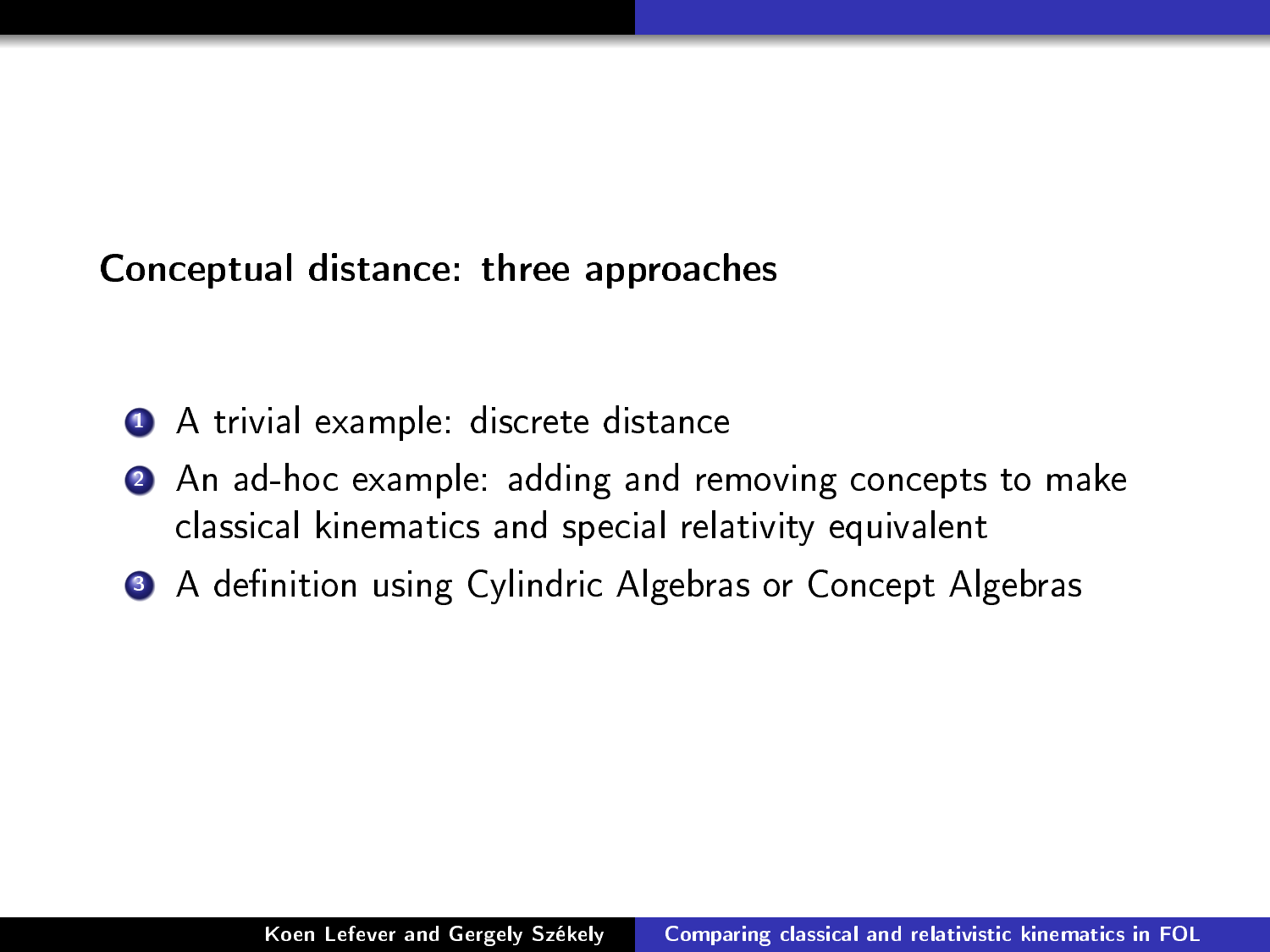## Conceptual distance: three approaches

1. A trivial example: discrete distance
2. An ad-hoc example: adding and removing concepts to make classical kinematics and special relativity equivalent
3. A definition using Cylindric Algebras or Concept Algebras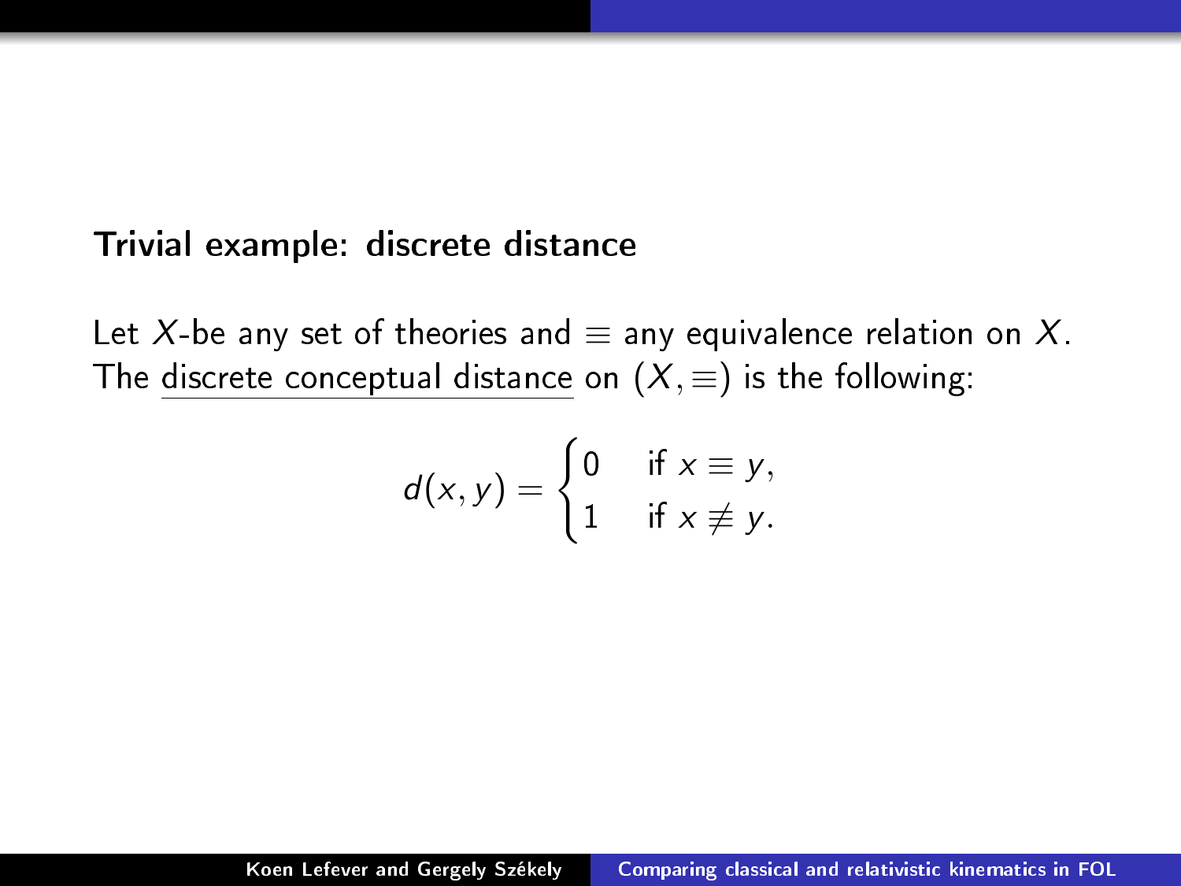### Trivial example: discrete distance

Let $X$-be any set of theories and $\equiv$ any equivalence relation on $X$. The discrete conceptual distance on $(X, \equiv)$ is the following:

$$d(x,y) = \begin{cases} 0 & \text{if } x \equiv y, \\ 1 & \text{if } x \not\equiv y. \end{cases}$$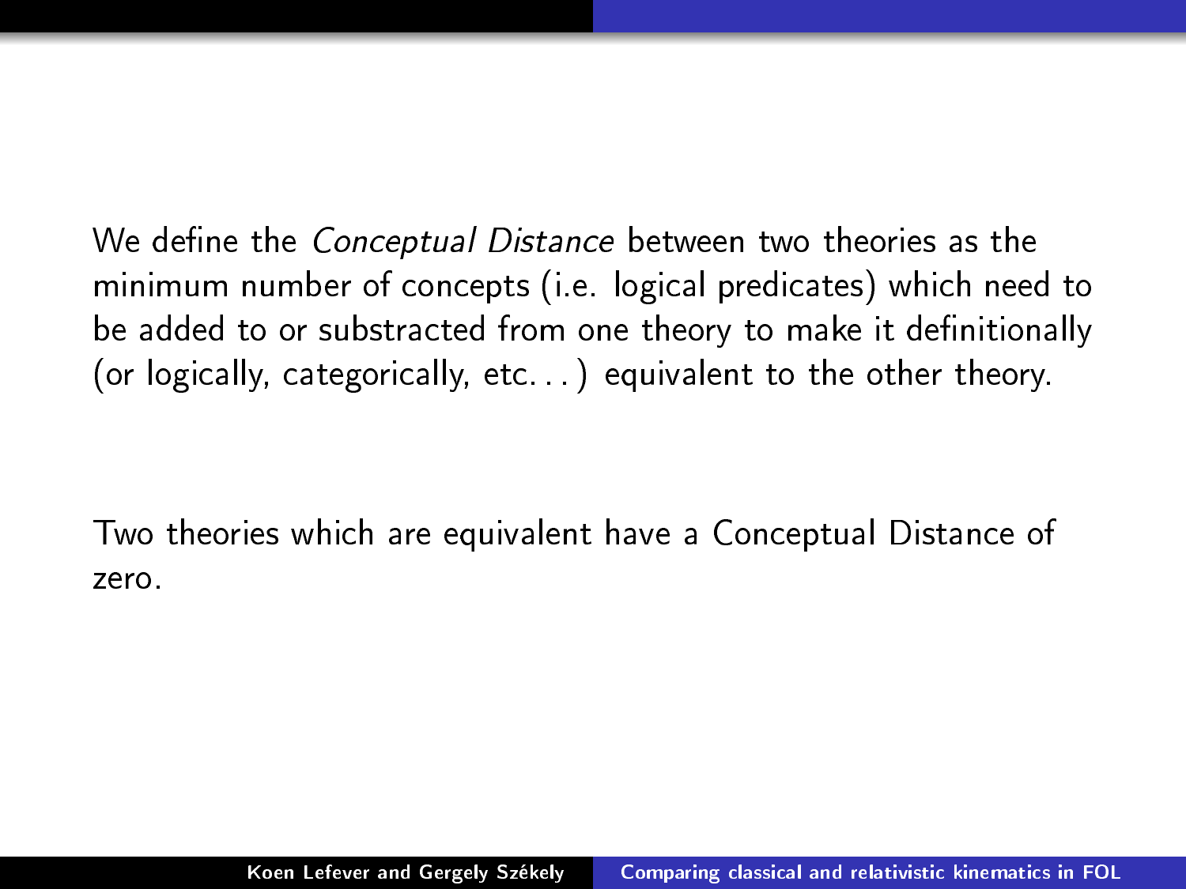We define the *Conceptual Distance* between two theories as the minimum number of concepts (i.e. logical predicates) which need to be added to or substracted from one theory to make it definitionally (or logically, categorically, etc. . . ) equivalent to the other theory.

Two theories which are equivalent have a Conceptual Distance of zero.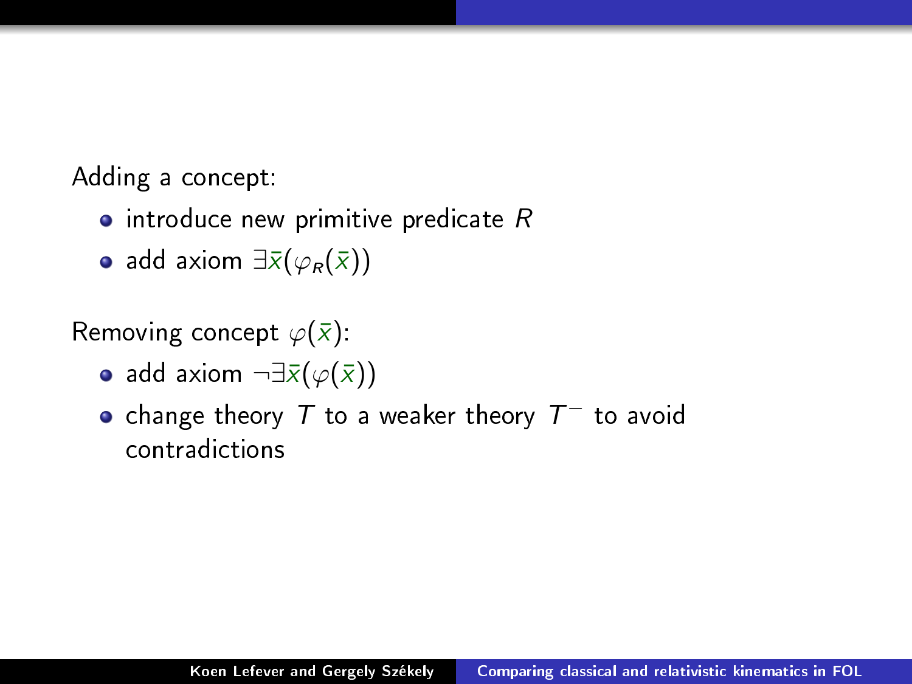Adding a concept:

- introduce new primitive predicate $R$
- add axiom $\exists \bar{x}(\varphi_R(\bar{x}))$

Removing concept $\varphi(\bar{x})$:

- add axiom $\neg\exists \bar{x}(\varphi(\bar{x}))$
- change theory $T$ to a weaker theory $T^-$ to avoid contradictions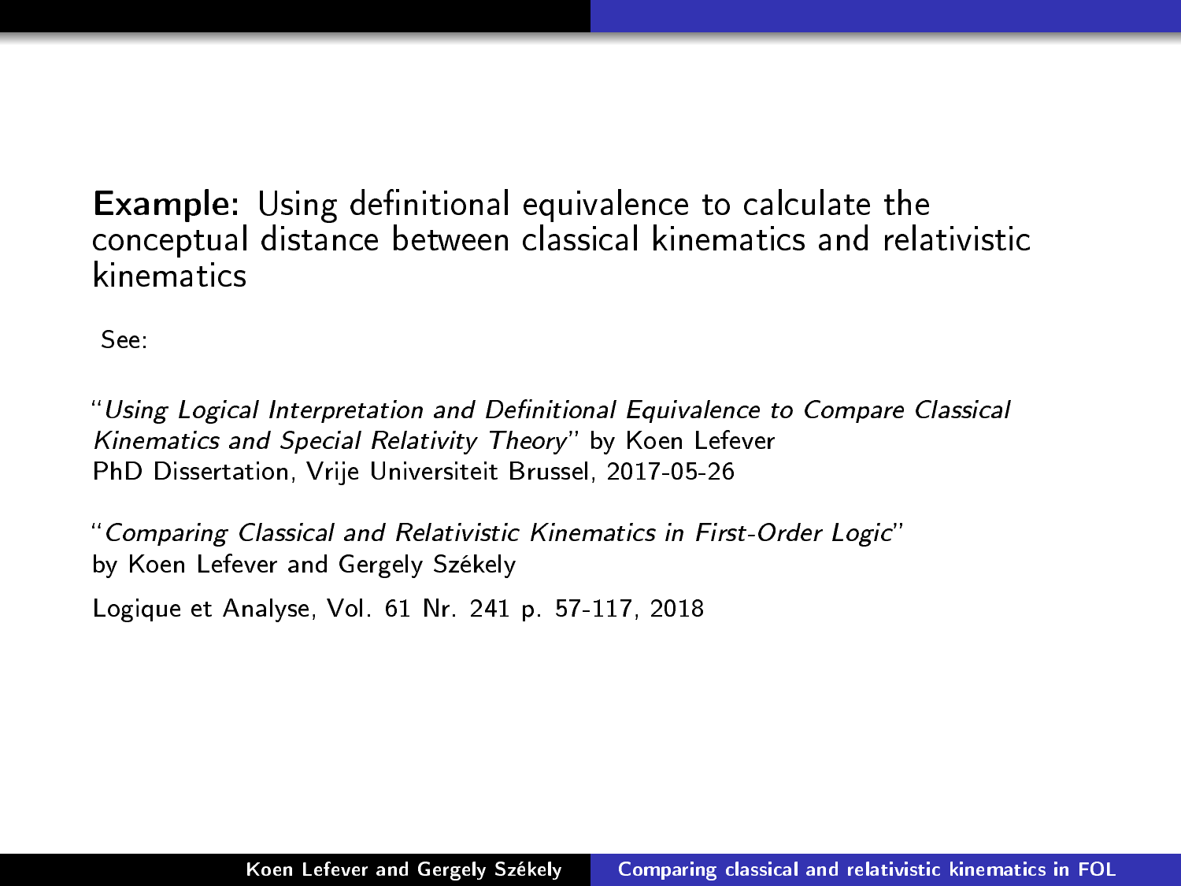**Example:** Using definitional equivalence to calculate the conceptual distance between classical kinematics and relativistic kinematics

See:

"*Using Logical Interpretation and Definitional Equivalence to Compare Classical Kinematics and Special Relativity Theory*" by Koen Lefever
PhD Dissertation, Vrije Universiteit Brussel, 2017-05-26

"*Comparing Classical and Relativistic Kinematics in First-Order Logic*" by Koen Lefever and Gergely Székely

Logique et Analyse, Vol. 61 Nr. 241 p. 57-117, 2018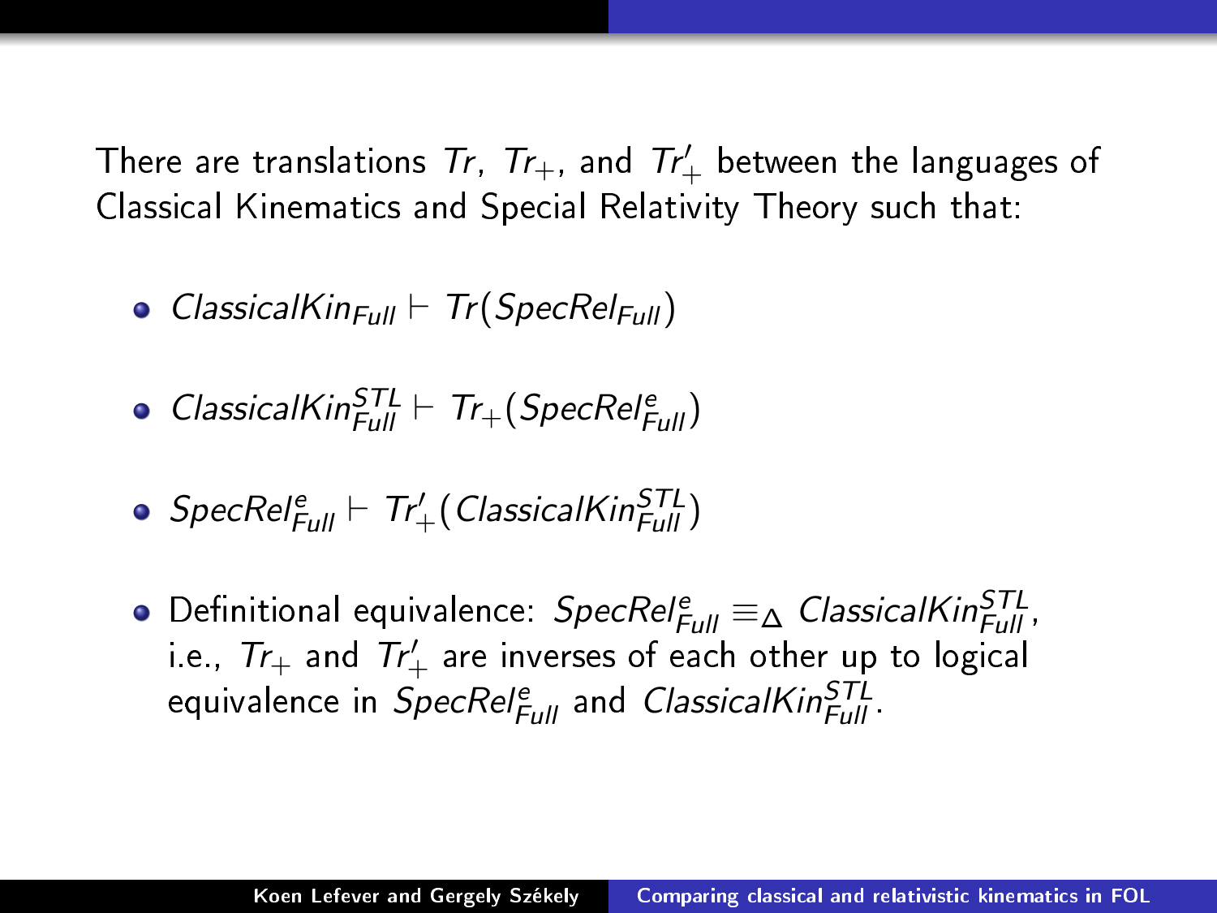There are translations $Tr$, $Tr_+$, and $Tr'_+$ between the languages of Classical Kinematics and Special Relativity Theory such that:

- $ClassicalKin_{Full} \vdash Tr(SpecRel_{Full})$
- $ClassicalKin^{STL}_{Full} \vdash Tr_+(SpecRel^{e}_{Full})$
- $SpecRel^{e}_{Full} \vdash Tr'_+(ClassicalKin^{STL}_{Full})$
- Definitional equivalence: $SpecRel^{e}_{Full} \equiv_\Delta ClassicalKin^{STL}_{Full}$, i.e., $Tr_+$ and $Tr'_+$ are inverses of each other up to logical equivalence in $SpecRel^{e}_{Full}$ and $ClassicalKin^{STL}_{Full}$.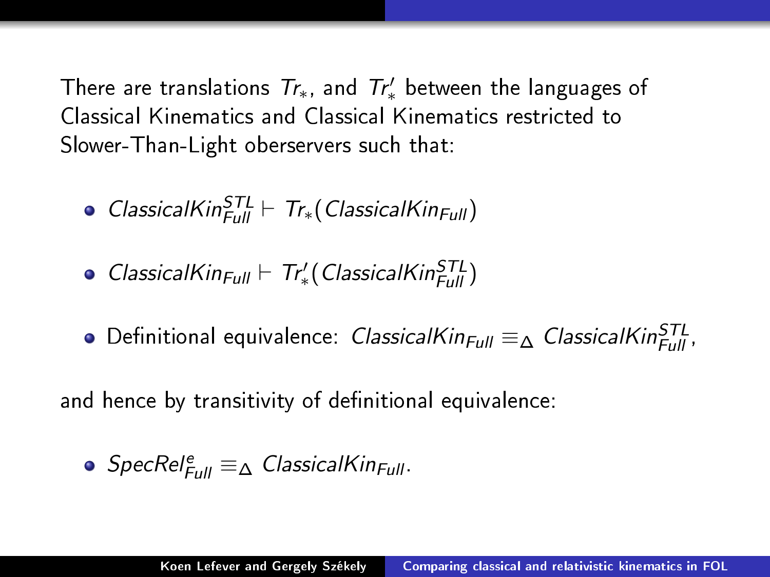There are translations $Tr_*$, and $Tr'_*$ between the languages of Classical Kinematics and Classical Kinematics restricted to Slower-Than-Light oberservers such that:

- $ClassicalKin^{STL}_{Full} \vdash Tr_*(ClassicalKin_{Full})$
- $ClassicalKin_{Full} \vdash Tr'_*(ClassicalKin^{STL}_{Full})$
- Definitional equivalence: $ClassicalKin_{Full} \equiv_\Delta ClassicalKin^{STL}_{Full}$,

and hence by transitivity of definitional equivalence:

- $SpecRel^e_{Full} \equiv_\Delta ClassicalKin_{Full}$.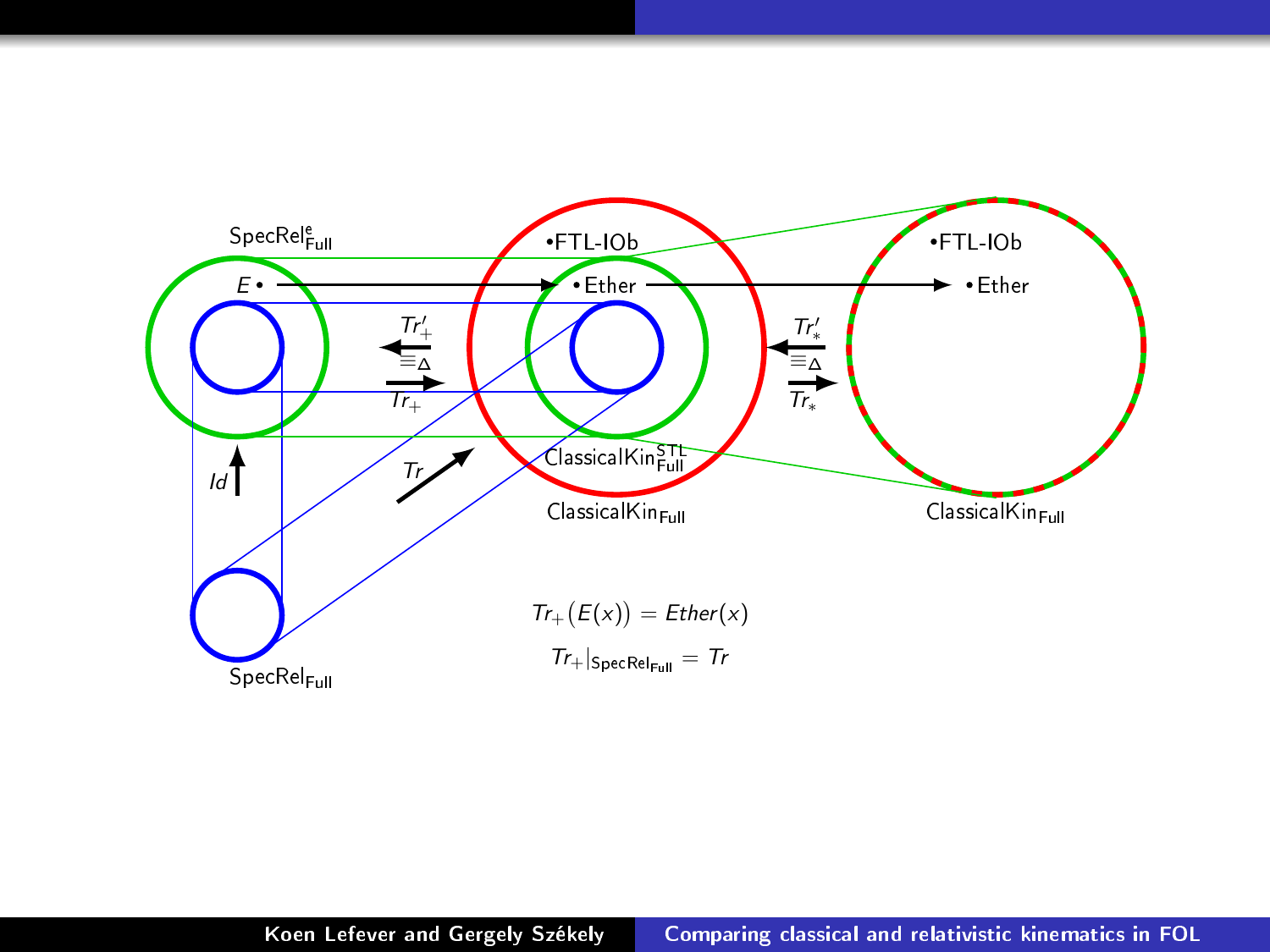$\mathsf{SpecRel}^{e}_{\mathsf{Full}}$

$E\bullet$

$\bullet$FTL-IOb

$\bullet$Ether

$\bullet$FTL-IOb

$\bullet$Ether

$Tr'_+$

$\equiv_\Delta$

$Tr_+$

$Tr'_*$

$\equiv_\Delta$

$Tr_*$

$Id$

$Tr$

$\mathsf{ClassicalKin}^{\mathsf{STL}}_{\mathsf{Full}}$

$\mathsf{ClassicalKin}_{\mathsf{Full}}$

$\mathsf{ClassicalKin}_{\mathsf{Full}}$

$\mathsf{SpecRel}_{\mathsf{Full}}$

$$Tr_+\big(E(x)\big) = Ether(x)$$

$$Tr_+|_{\mathsf{SpecRel}_{\mathsf{Full}}} = Tr$$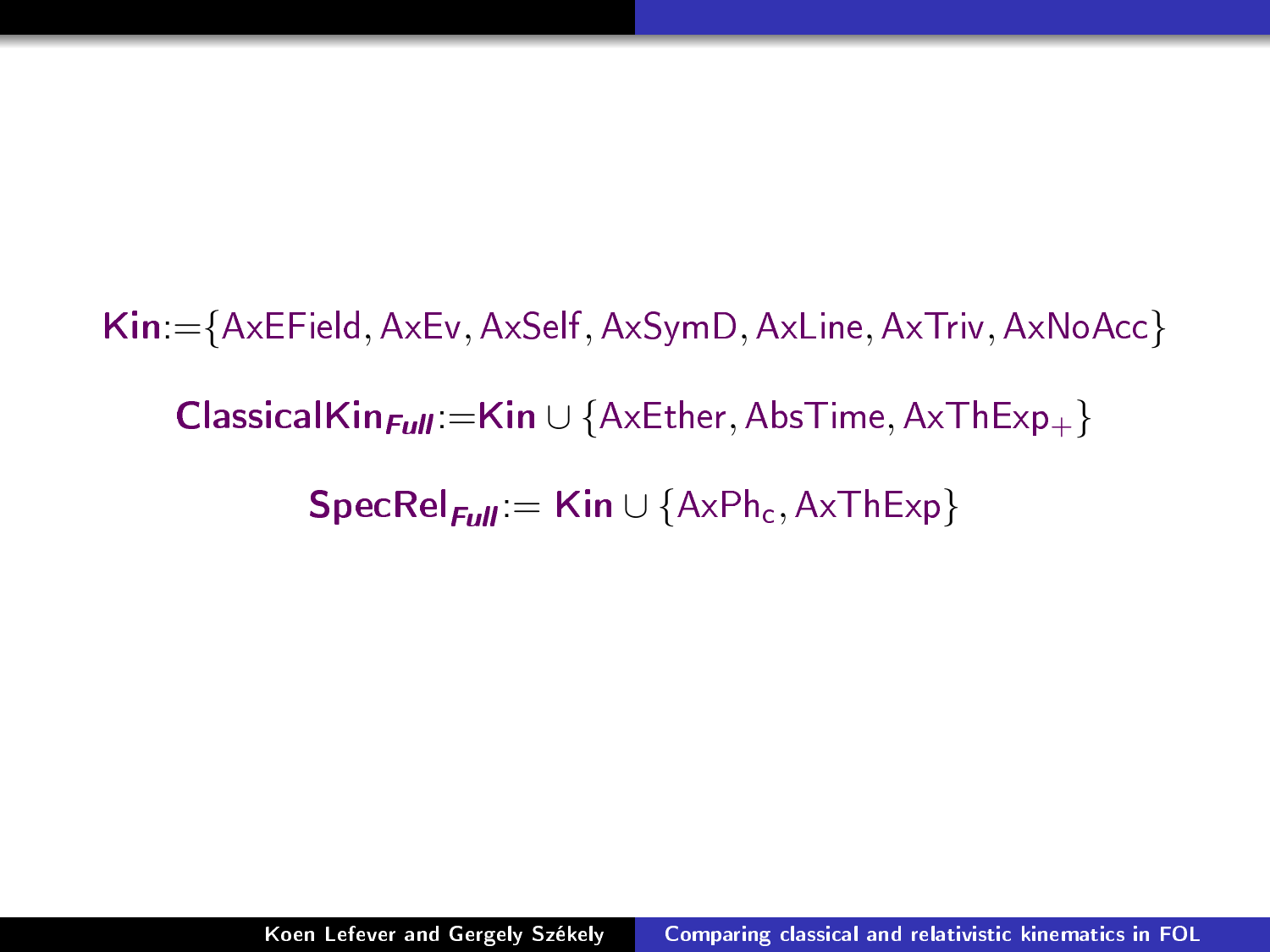$$\mathbf{Kin} := \{\mathsf{AxEField}, \mathsf{AxEv}, \mathsf{AxSelf}, \mathsf{AxSymD}, \mathsf{AxLine}, \mathsf{AxTriv}, \mathsf{AxNoAcc}\}$$

$$\mathbf{ClassicalKin}_{\boldsymbol{Full}} := \mathbf{Kin} \cup \{\mathsf{AxEther}, \mathsf{AbsTime}, \mathsf{AxThExp}_{+}\}$$

$$\mathbf{SpecRel}_{\boldsymbol{Full}} := \mathbf{Kin} \cup \{\mathsf{AxPh}_{\mathsf{c}}, \mathsf{AxThExp}\}$$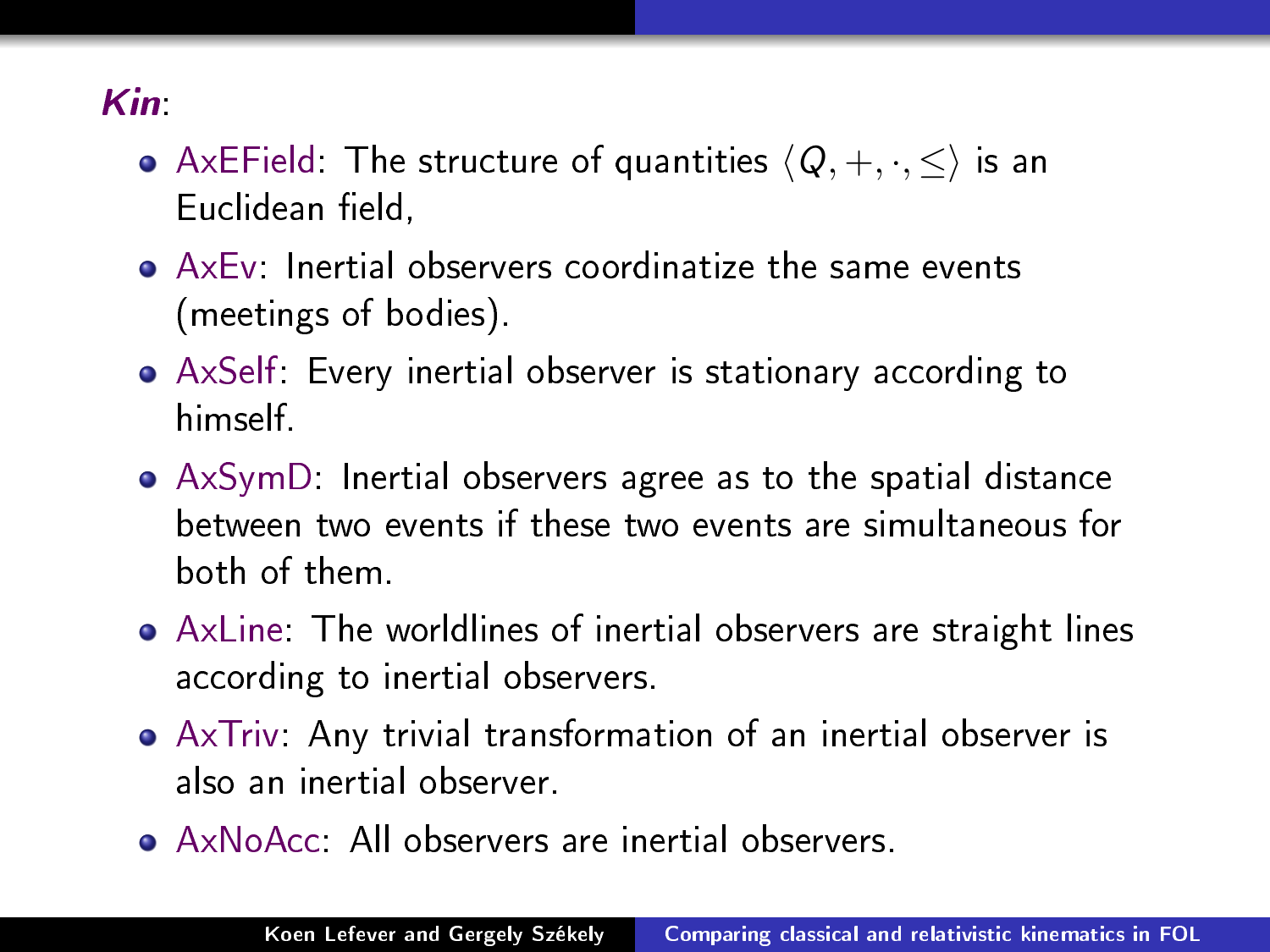***Kin***:

- AxEField: The structure of quantities $\langle Q, +, \cdot, \leq \rangle$ is an Euclidean field,
- AxEv: Inertial observers coordinatize the same events (meetings of bodies).
- AxSelf: Every inertial observer is stationary according to himself.
- AxSymD: Inertial observers agree as to the spatial distance between two events if these two events are simultaneous for both of them.
- AxLine: The worldlines of inertial observers are straight lines according to inertial observers.
- AxTriv: Any trivial transformation of an inertial observer is also an inertial observer.
- AxNoAcc: All observers are inertial observers.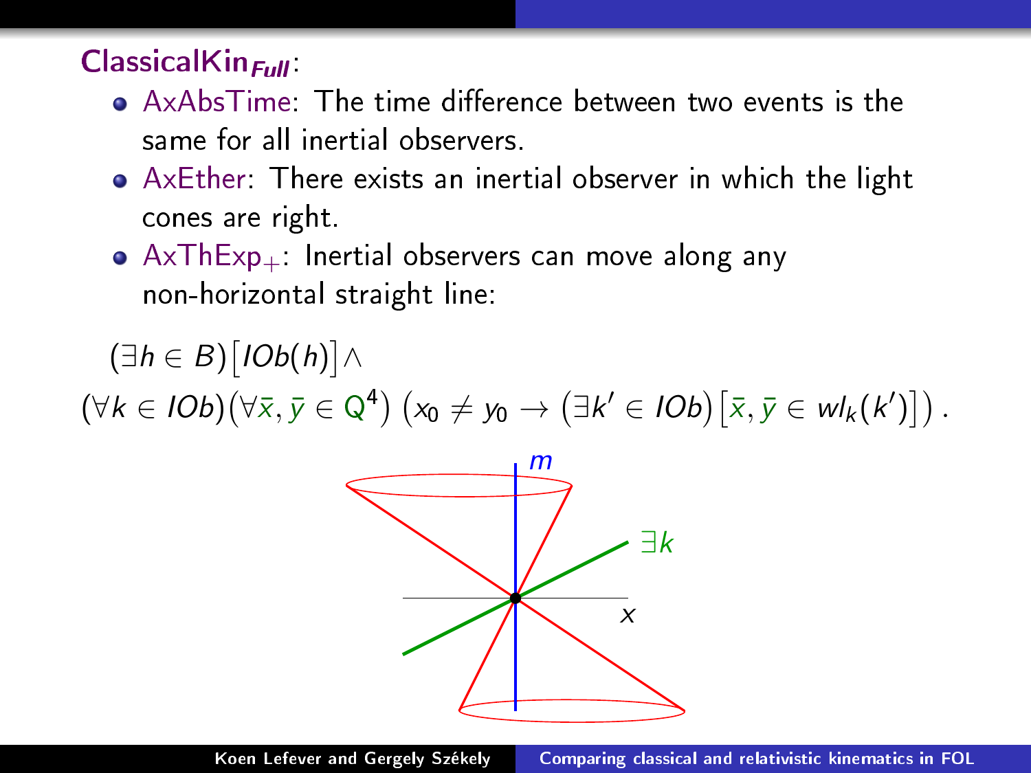## ClassicalKin$_{Full}$:

- AxAbsTime: The time difference between two events is the same for all inertial observers.
- AxEther: There exists an inertial observer in which the light cones are right.
- AxThExp$_+$: Inertial observers can move along any non-horizontal straight line:

$$(\exists h \in B)\big[IOb(h)\big] \land$$
$$(\forall k \in IOb)(\forall \bar{x}, \bar{y} \in \mathrm{Q}^4)\ \big(x_0 \neq y_0 \to \big(\exists k' \in IOb\big)\big[\bar{x}, \bar{y} \in wl_k(k')\big]\big)\,.$$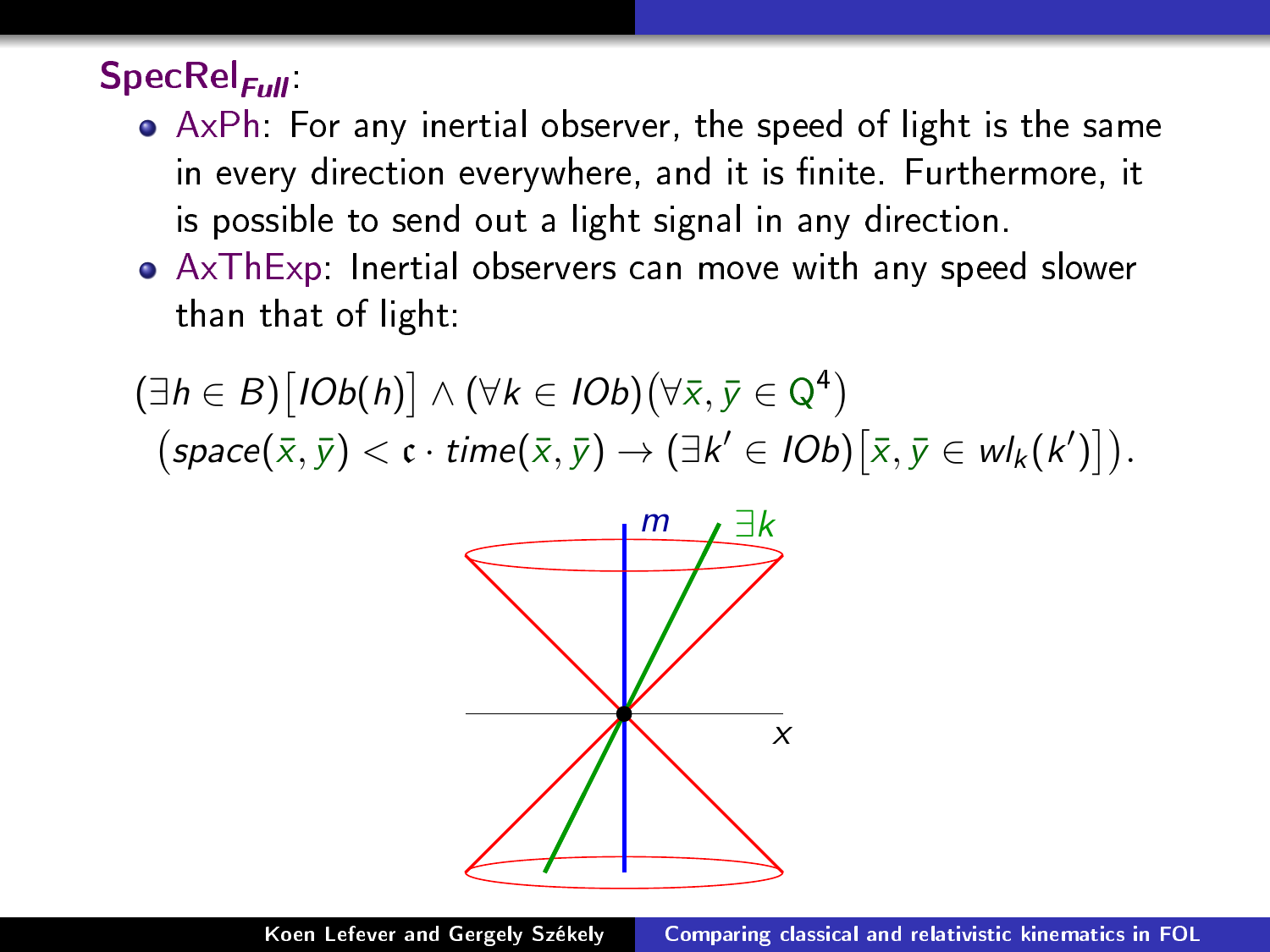**SpecRel$_{Full}$:**

- AxPh: For any inertial observer, the speed of light is the same in every direction everywhere, and it is finite. Furthermore, it is possible to send out a light signal in any direction.
- AxThExp: Inertial observers can move with any speed slower than that of light:

$$(\exists h \in B)\big[IOb(h)\big] \land (\forall k \in IOb)\big(\forall \bar{x}, \bar{y} \in \mathrm{Q}^4\big)$$
$$\big(space(\bar{x}, \bar{y}) < \mathfrak{c} \cdot time(\bar{x}, \bar{y}) \rightarrow (\exists k' \in IOb)\big[\bar{x}, \bar{y} \in wl_k(k')\big]\big).$$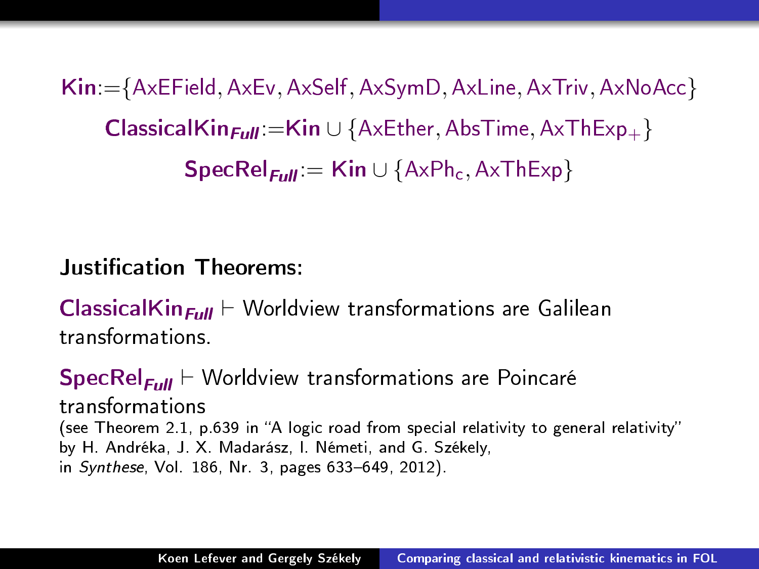$$\textbf{Kin} := \{\mathsf{AxEField}, \mathsf{AxEv}, \mathsf{AxSelf}, \mathsf{AxSymD}, \mathsf{AxLine}, \mathsf{AxTriv}, \mathsf{AxNoAcc}\}$$

$$\textbf{ClassicalKin}_{\textbf{\textit{Full}}} := \textbf{Kin} \cup \{\mathsf{AxEther}, \mathsf{AbsTime}, \mathsf{AxThExp}_+\}$$

$$\textbf{SpecRel}_{\textbf{\textit{Full}}} := \textbf{Kin} \cup \{\mathsf{AxPh}_c, \mathsf{AxThExp}\}$$

**Justification Theorems:**

$\textbf{ClassicalKin}_{\textbf{\textit{Full}}} \vdash$ Worldview transformations are Galilean transformations.

$\textbf{SpecRel}_{\textbf{\textit{Full}}} \vdash$ Worldview transformations are Poincaré transformations
(see Theorem 2.1, p.639 in "A logic road from special relativity to general relativity" by H. Andréka, J. X. Madarász, I. Németi, and G. Székely, in *Synthese*, Vol. 186, Nr. 3, pages 633–649, 2012).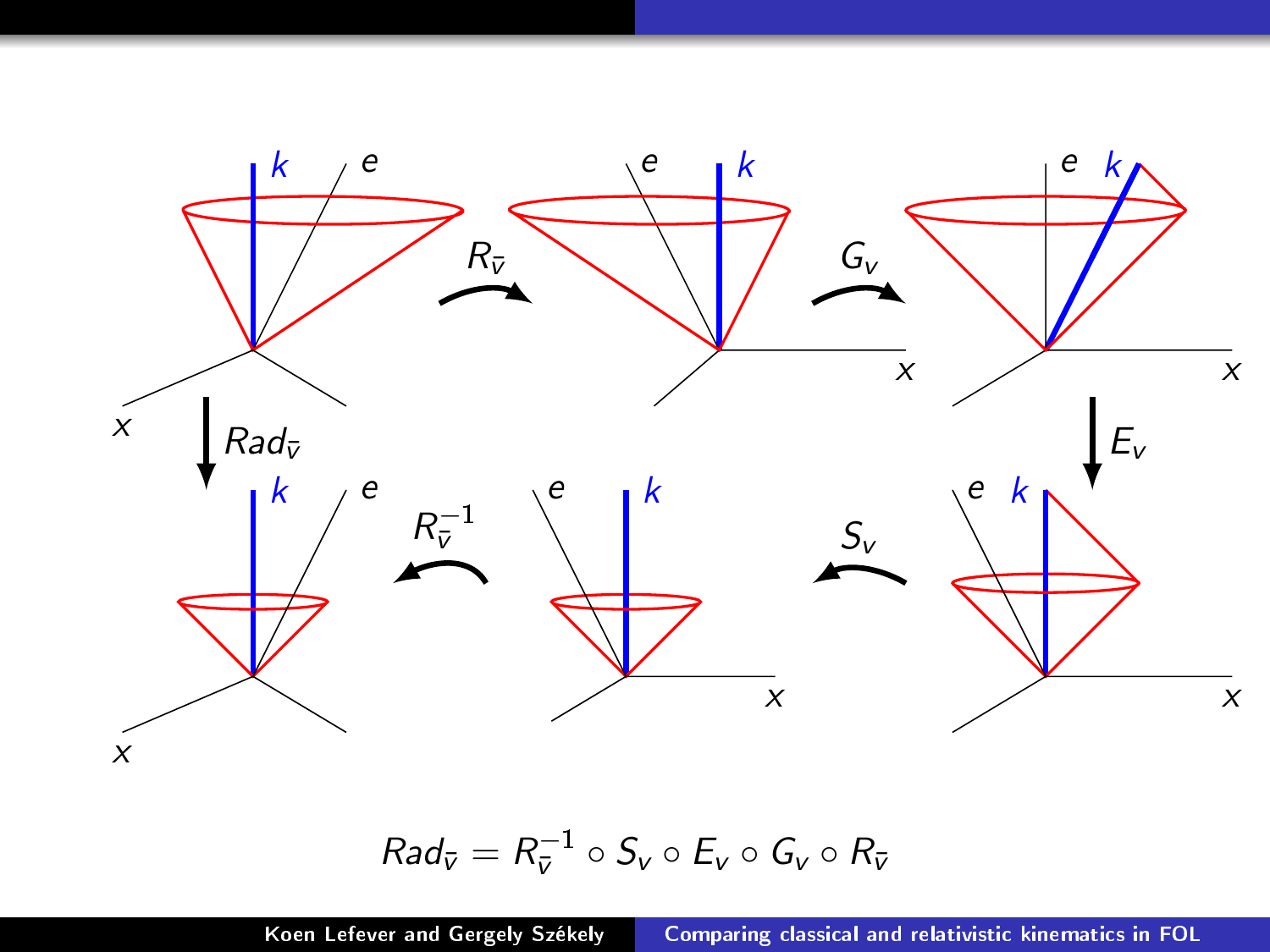$$Rad_{\bar{v}} = R_{\bar{v}}^{-1} \circ S_v \circ E_v \circ G_v \circ R_{\bar{v}}$$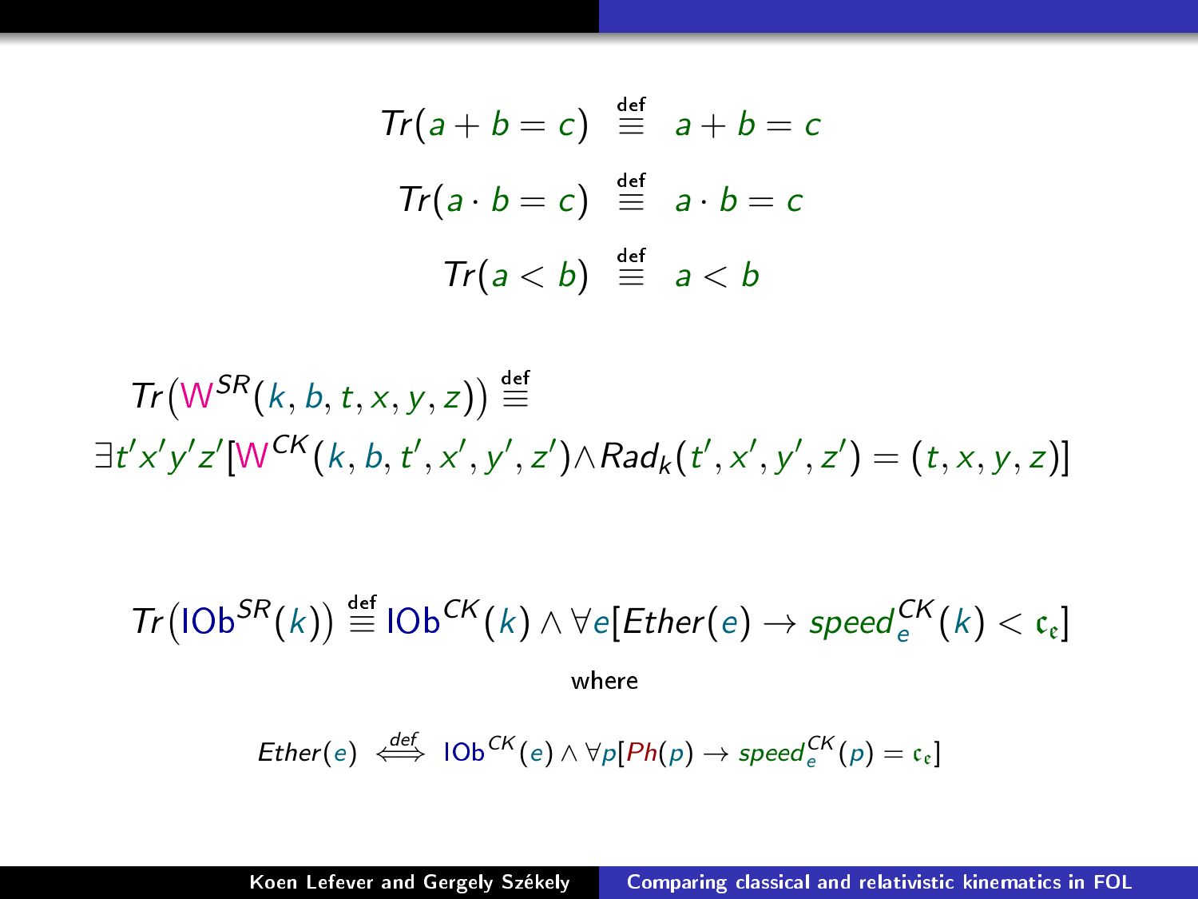$$Tr(a+b=c) \stackrel{\text{def}}{\equiv} a+b=c$$

$$Tr(a\cdot b=c) \stackrel{\text{def}}{\equiv} a\cdot b=c$$

$$Tr(a<b) \stackrel{\text{def}}{\equiv} a<b$$

$$Tr\big(\mathsf{W}^{SR}(k,b,t,x,y,z)\big) \stackrel{\text{def}}{\equiv}$$
$$\exists t'x'y'z'[\mathsf{W}^{CK}(k,b,t',x',y',z') \wedge Rad_k(t',x',y',z') = (t,x,y,z)]$$

$$Tr\big(\mathsf{IOb}^{SR}(k)\big) \stackrel{\text{def}}{\equiv} \mathsf{IOb}^{CK}(k) \wedge \forall e[Ether(e) \rightarrow speed_e^{CK}(k) < \mathfrak{c}_{\mathfrak{e}}]$$

where

$$Ether(e) \stackrel{def}{\iff} \mathsf{IOb}^{CK}(e) \wedge \forall p[Ph(p) \rightarrow speed_e^{CK}(p) = \mathfrak{c}_{\mathfrak{e}}]$$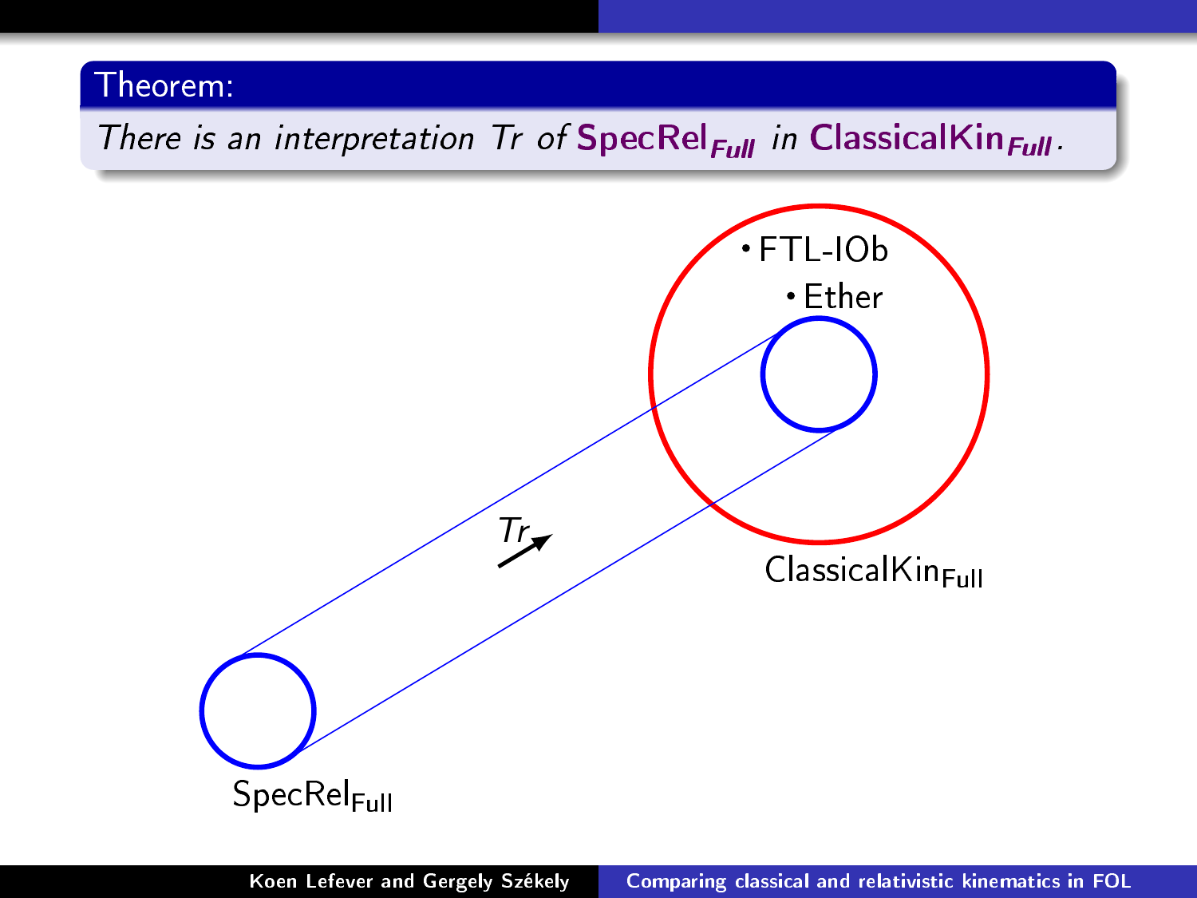**Theorem:**

*There is an interpretation Tr of* **$\mathsf{SpecRel}_{\mathit{Full}}$** *in* **$\mathsf{ClassicalKin}_{\mathit{Full}}$**.

• FTL-IOb

• Ether

$Tr$

$\mathsf{ClassicalKin}_{\mathsf{Full}}$

$\mathsf{SpecRel}_{\mathsf{Full}}$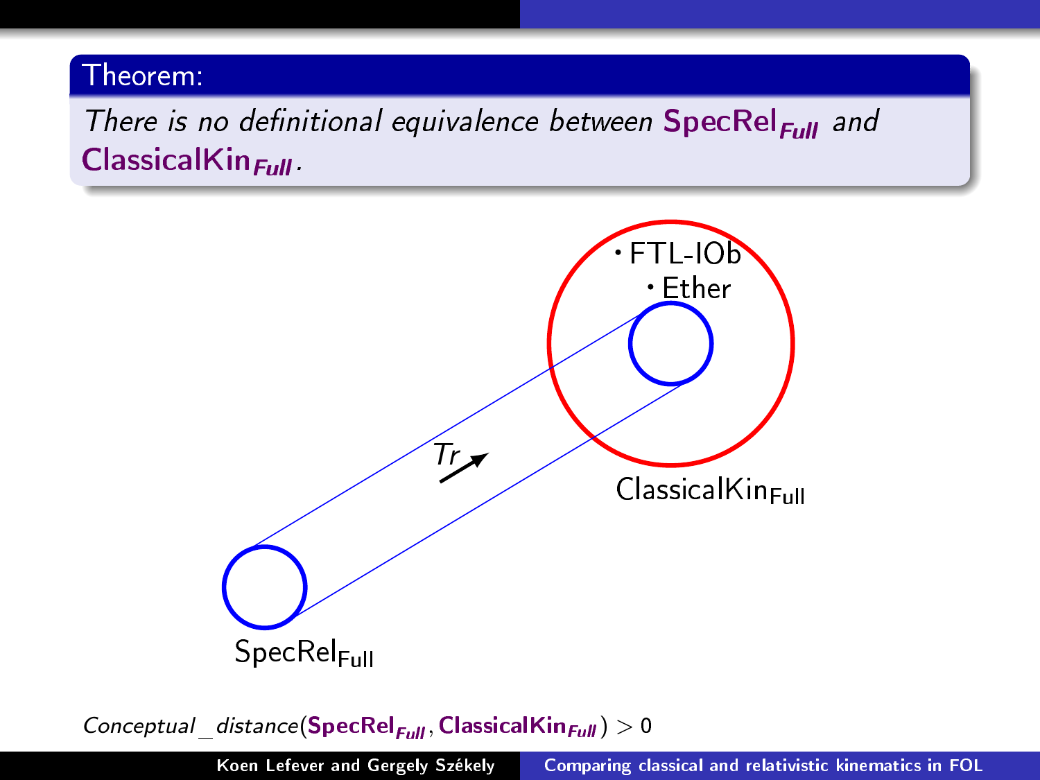**Theorem:**

*There is no definitional equivalence between* **SpecRel**$_{Full}$ *and* **ClassicalKin**$_{Full}$.

FTL-IOb

Ether

*Tr*

ClassicalKin$_{\mathrm{Full}}$

SpecRel$_{\mathrm{Full}}$

*Conceptual_distance*(**SpecRel**$_{Full}$, **ClassicalKin**$_{Full}$) $> 0$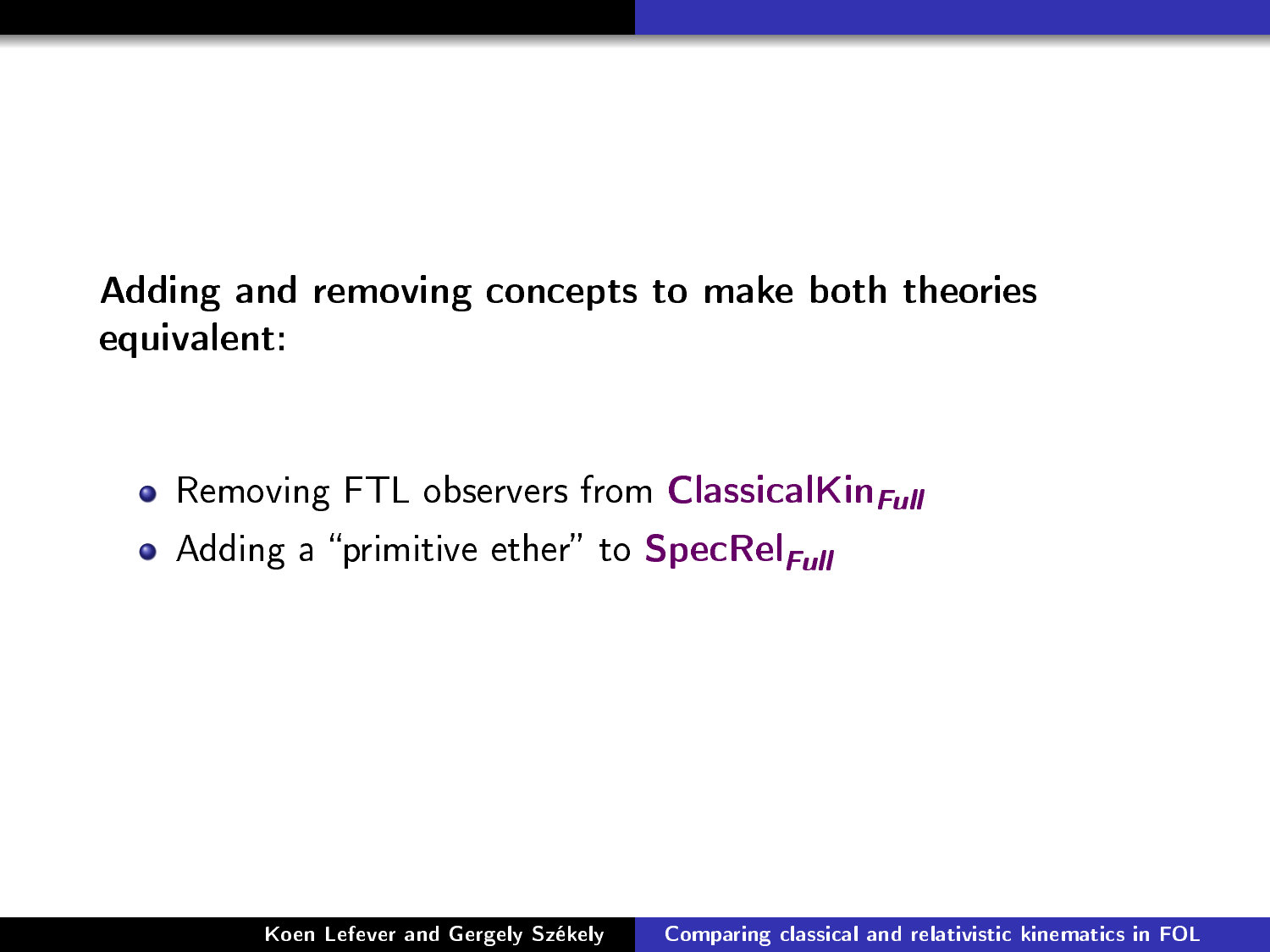**Adding and removing concepts to make both theories equivalent:**

- Removing FTL observers from $\textbf{ClassicalKin}_{\textit{Full}}$
- Adding a “primitive ether” to $\textbf{SpecRel}_{\textit{Full}}$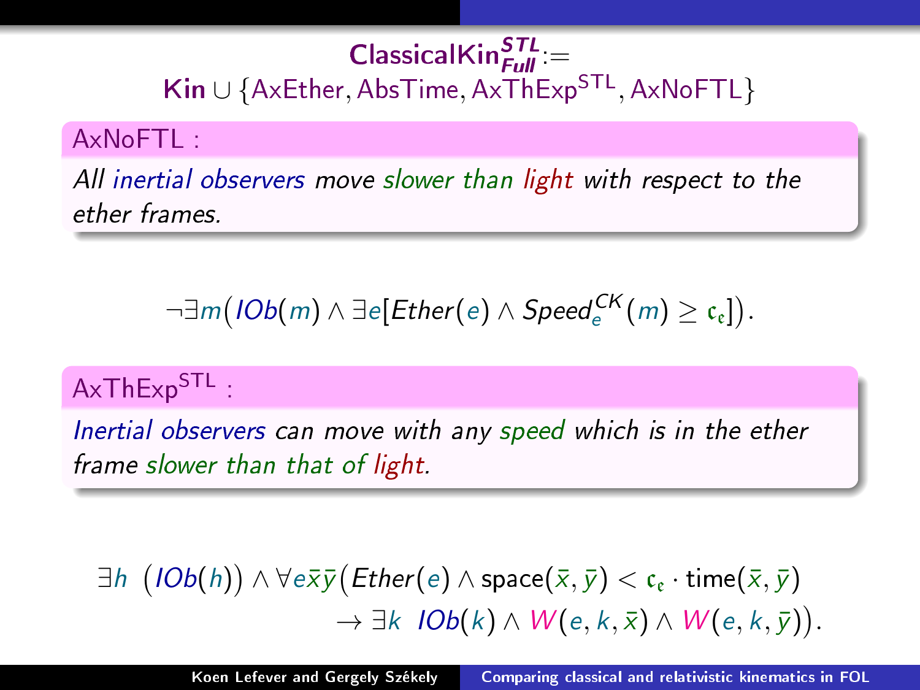## $\mathsf{ClassicalKin}^{STL}_{Full} :=$ $\mathbf{Kin} \cup \{\mathsf{AxEther}, \mathsf{AbsTime}, \mathsf{AxThExp}^{\mathsf{STL}}, \mathsf{AxNoFTL}\}$

**AxNoFTL :**

*All inertial observers move slower than light with respect to the ether frames.*

$$\neg\exists m\big(IOb(m) \wedge \exists e[Ether(e) \wedge Speed^{CK}_{e}(m) \geq \mathfrak{c}_{\mathfrak{e}}]\big).$$

**$\mathsf{AxThExp}^{\mathsf{STL}}$ :**

*Inertial observers can move with any speed which is in the ether frame slower than that of light.*

$$\exists h \ \big(IOb(h)\big) \wedge \forall e\bar{x}\bar{y}\big(Ether(e) \wedge \mathrm{space}(\bar{x},\bar{y}) < \mathfrak{c}_{\mathfrak{e}} \cdot \mathrm{time}(\bar{x},\bar{y}) \rightarrow \exists k \ \ IOb(k) \wedge W(e,k,\bar{x}) \wedge W(e,k,\bar{y})\big).$$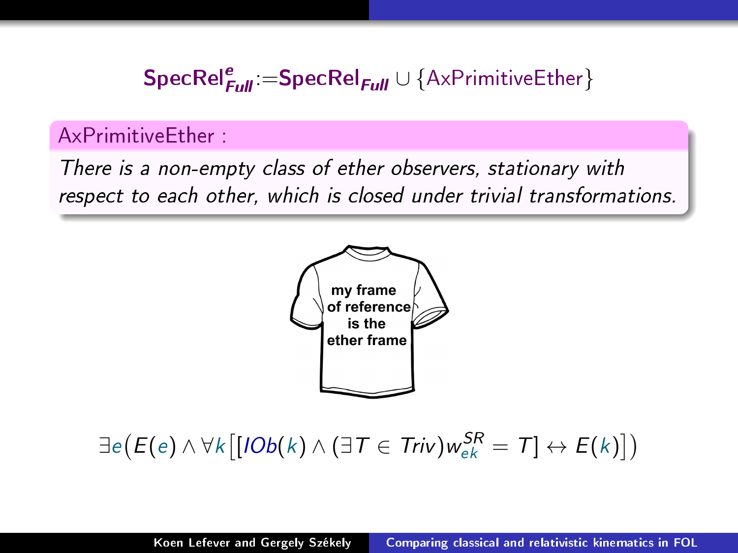$$\mathbf{SpecRel}^{e}_{\mathit{Full}} := \mathbf{SpecRel}_{\mathit{Full}} \cup \{\text{AxPrimitiveEther}\}$$

**AxPrimitiveEther :**

*There is a non-empty class of ether observers, stationary with respect to each other, which is closed under trivial transformations.*

my frame of reference is the ether frame

$$\exists e\big(E(e) \land \forall k\big[[IOb(k) \land (\exists T \in Triv) w^{SR}_{ek} = T] \leftrightarrow E(k)\big]\big)$$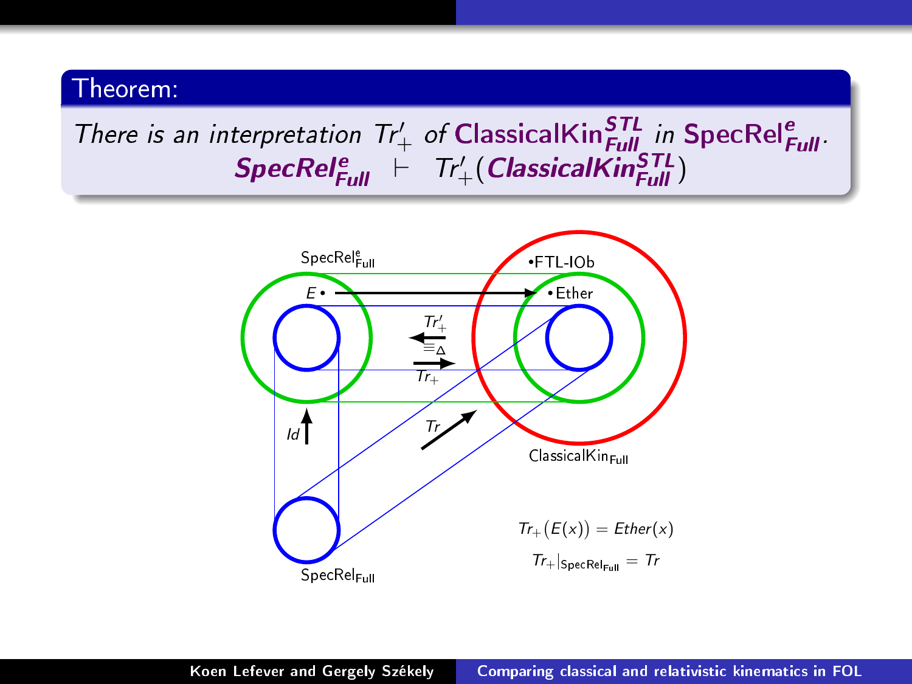**Theorem:**

*There is an interpretation* $Tr'_{+}$ *of* $\mathsf{ClassicalKin}^{STL}_{Full}$ *in* $\mathsf{SpecRel}^{e}_{Full}$.

$$\mathit{SpecRel}^{e}_{Full} \vdash Tr'_{+}(\mathit{ClassicalKin}^{STL}_{Full})$$

$\mathsf{SpecRel}^{e}_{\mathsf{Full}}$

$E \bullet$

$\bullet$FTL-IOb

$\bullet$ Ether

$Tr'_{+}$

$\equiv_{\Delta}$

$Tr_{+}$

$Id$

$Tr$

$\mathsf{ClassicalKin}_{\mathsf{Full}}$

$\mathsf{SpecRel}_{\mathsf{Full}}$

$$Tr_{+}(E(x)) = Ether(x)$$

$$Tr_{+}|_{\mathsf{SpecRel}_{\mathsf{Full}}} = Tr$$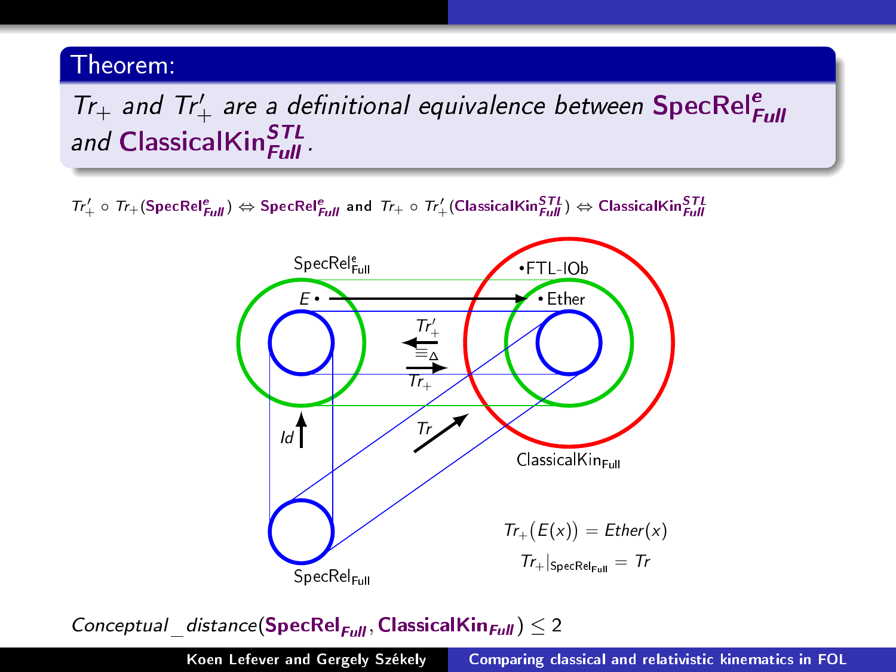**Theorem:**

*$Tr_+$ and $Tr'_+$ are a definitional equivalence between* $\mathbf{SpecRel}^{e}_{Full}$ *and* $\mathbf{ClassicalKin}^{STL}_{Full}$.

$Tr'_+ \circ Tr_+(\mathbf{SpecRel}^{e}_{Full}) \Leftrightarrow \mathbf{SpecRel}^{e}_{Full}$ and $Tr_+ \circ Tr'_+(\mathbf{ClassicalKin}^{STL}_{Full}) \Leftrightarrow \mathbf{ClassicalKin}^{STL}_{Full}$

$Tr_+(E(x)) = Ether(x)$

$Tr_+|_{\mathsf{SpecRel_{Full}}} = Tr$

$Conceptual\_distance(\mathbf{SpecRel}_{Full}, \mathbf{ClassicalKin}_{Full}) \leq 2$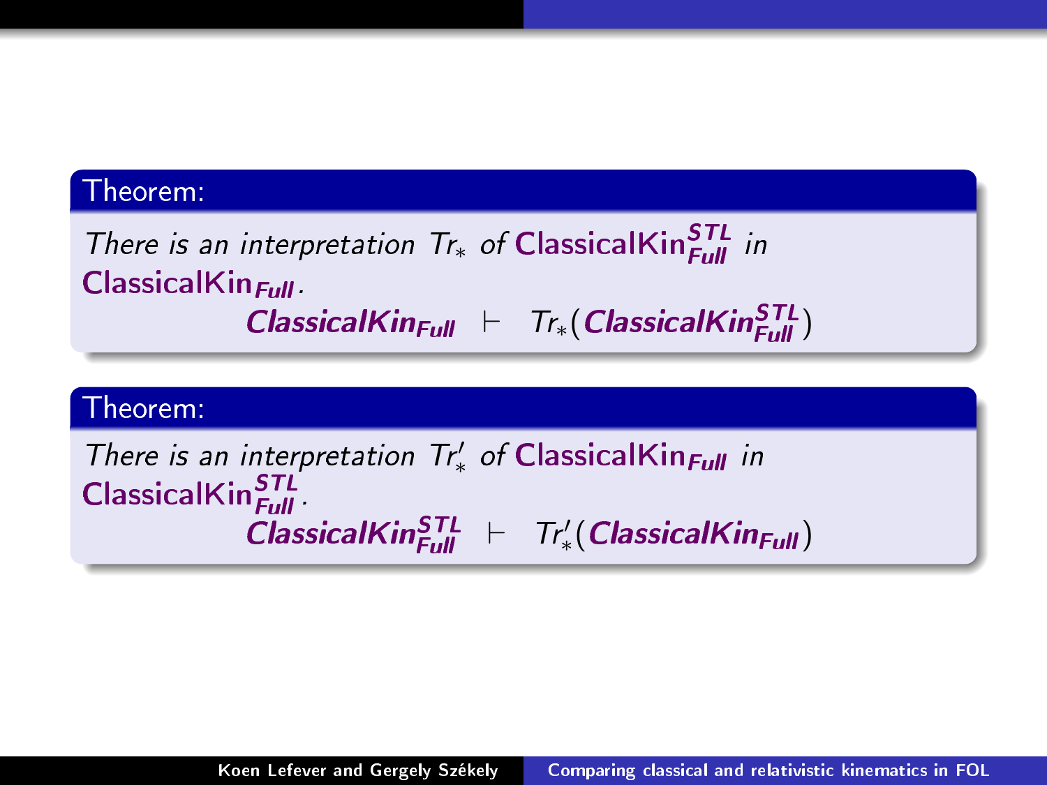**Theorem:**

*There is an interpretation* $Tr_*$ *of* $\textsf{ClassicalKin}^{STL}_{Full}$ *in* $\textsf{ClassicalKin}_{Full}$.

$$\textit{ClassicalKin}_{Full} \;\vdash\; Tr_*(\textit{ClassicalKin}^{STL}_{Full})$$

**Theorem:**

*There is an interpretation* $Tr'_*$ *of* $\textsf{ClassicalKin}_{Full}$ *in* $\textsf{ClassicalKin}^{STL}_{Full}$.

$$\textit{ClassicalKin}^{STL}_{Full} \;\vdash\; Tr'_*(\textit{ClassicalKin}_{Full})$$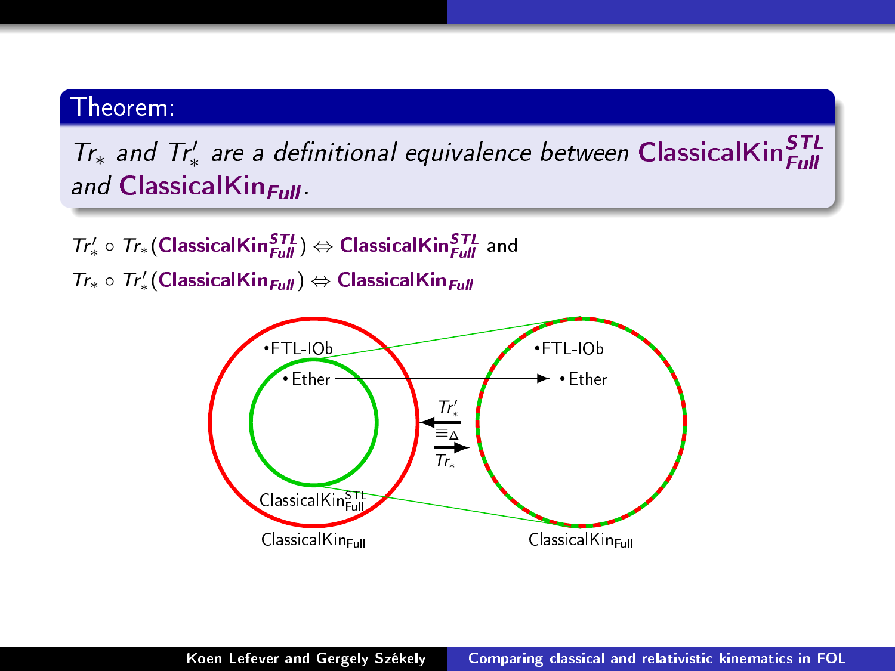**Theorem:**

*$Tr_*$ and $Tr'_*$ are a definitional equivalence between* **ClassicalKin$^{STL}_{Full}$** *and* **ClassicalKin$_{Full}$**.

$Tr'_* \circ Tr_*(\textbf{ClassicalKin}^{STL}_{Full}) \Leftrightarrow \textbf{ClassicalKin}^{STL}_{Full}$ and

$Tr_* \circ Tr'_*(\textbf{ClassicalKin}_{Full}) \Leftrightarrow \textbf{ClassicalKin}_{Full}$

•FTL-IOb

• Ether

$Tr'_*$

$\equiv_\Delta$

$Tr_*$

•FTL-IOb

• Ether

ClassicalKin$^{STL}_{Full}$

ClassicalKin$_{Full}$

ClassicalKin$_{Full}$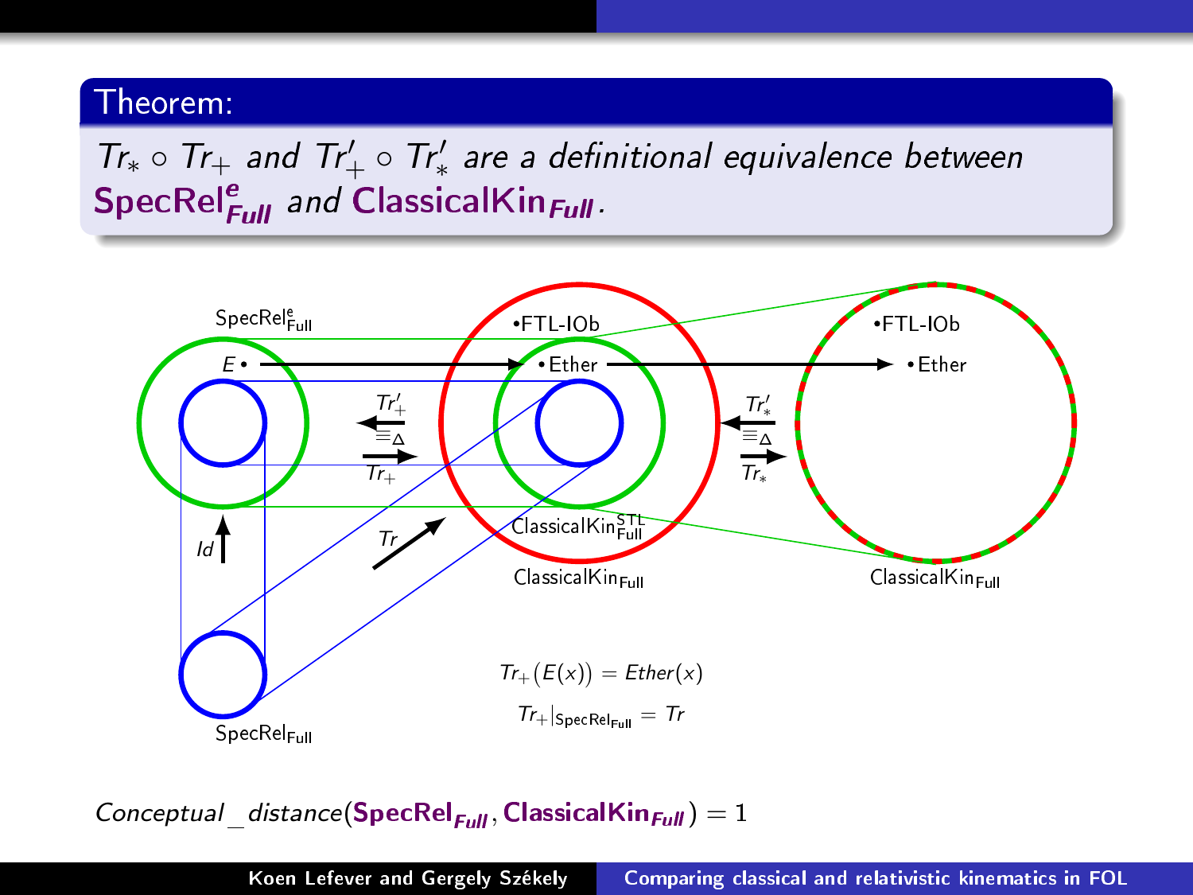**Theorem:**

*$Tr_* \circ Tr_+$ and $Tr'_+ \circ Tr'_*$ are a definitional equivalence between* $\mathbf{SpecRel}^{e}_{Full}$ *and* $\mathbf{ClassicalKin}_{Full}$.

$\mathsf{SpecRel}^{\mathsf{e}}_{\mathsf{Full}}$

$E \bullet$

$\bullet$FTL-IOb

$\bullet$Ether

$Tr'_+$

$\equiv_\Delta$

$Tr_+$

$Tr'_*$

$\equiv_\Delta$

$Tr_*$

$Id$

$Tr$

$\mathsf{ClassicalKin}^{\mathsf{STL}}_{\mathsf{Full}}$

$\mathsf{ClassicalKin}_{\mathsf{Full}}$

$\mathsf{ClassicalKin}_{\mathsf{Full}}$

$\mathsf{SpecRel}_{\mathsf{Full}}$

$$Tr_+(E(x)) = Ether(x)$$

$$Tr_+|_{\mathsf{SpecRel}_{\mathsf{Full}}} = Tr$$

*Conceptual_distance*$(\mathbf{SpecRel}_{Full}, \mathbf{ClassicalKin}_{Full}) = 1$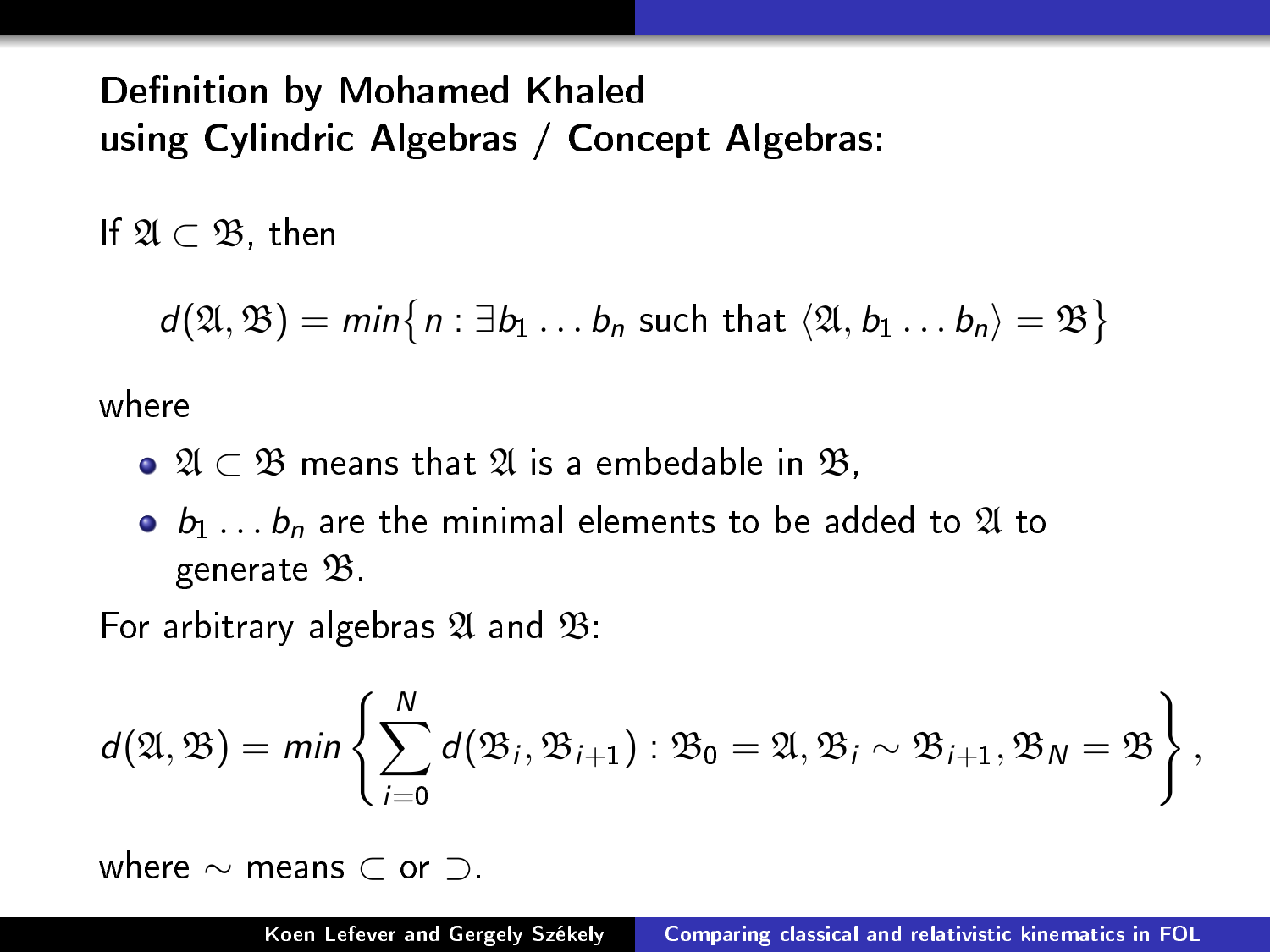## Definition by Mohamed Khaled using Cylindric Algebras / Concept Algebras:

If $\mathfrak{A} \subset \mathfrak{B}$, then

$$d(\mathfrak{A}, \mathfrak{B}) = min\big\{ n : \exists b_1 \dots b_n \text{ such that } \langle \mathfrak{A}, b_1 \dots b_n \rangle = \mathfrak{B} \big\}$$

where

- $\mathfrak{A} \subset \mathfrak{B}$ means that $\mathfrak{A}$ is a embedable in $\mathfrak{B}$,
- $b_1 \dots b_n$ are the minimal elements to be added to $\mathfrak{A}$ to generate $\mathfrak{B}$.

For arbitrary algebras $\mathfrak{A}$ and $\mathfrak{B}$:

$$d(\mathfrak{A}, \mathfrak{B}) = min\left\{ \sum_{i=0}^{N} d(\mathfrak{B}_i, \mathfrak{B}_{i+1}) : \mathfrak{B}_0 = \mathfrak{A}, \mathfrak{B}_i \sim \mathfrak{B}_{i+1}, \mathfrak{B}_N = \mathfrak{B} \right\},$$

where $\sim$ means $\subset$ or $\supset$.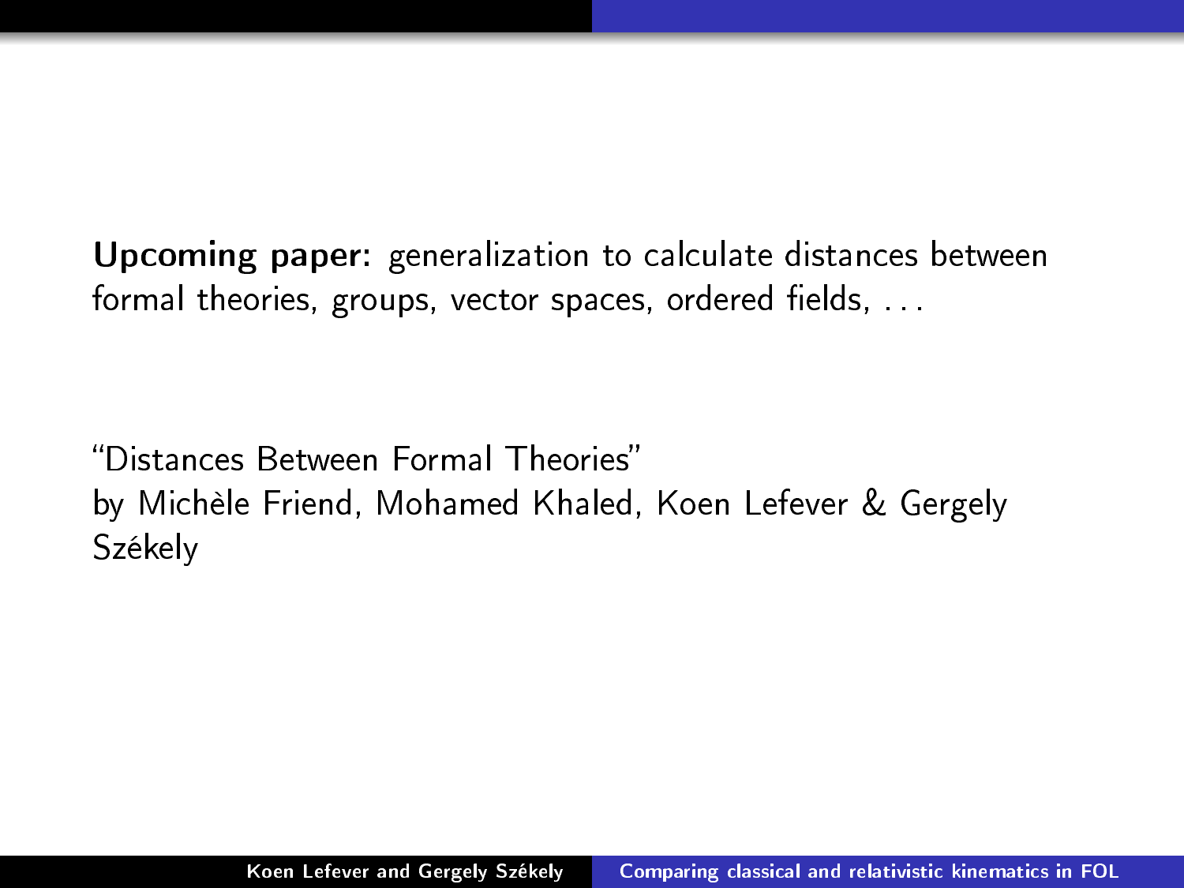**Upcoming paper:** generalization to calculate distances between formal theories, groups, vector spaces, ordered fields, . . .

"Distances Between Formal Theories"
by Michèle Friend, Mohamed Khaled, Koen Lefever & Gergely Székely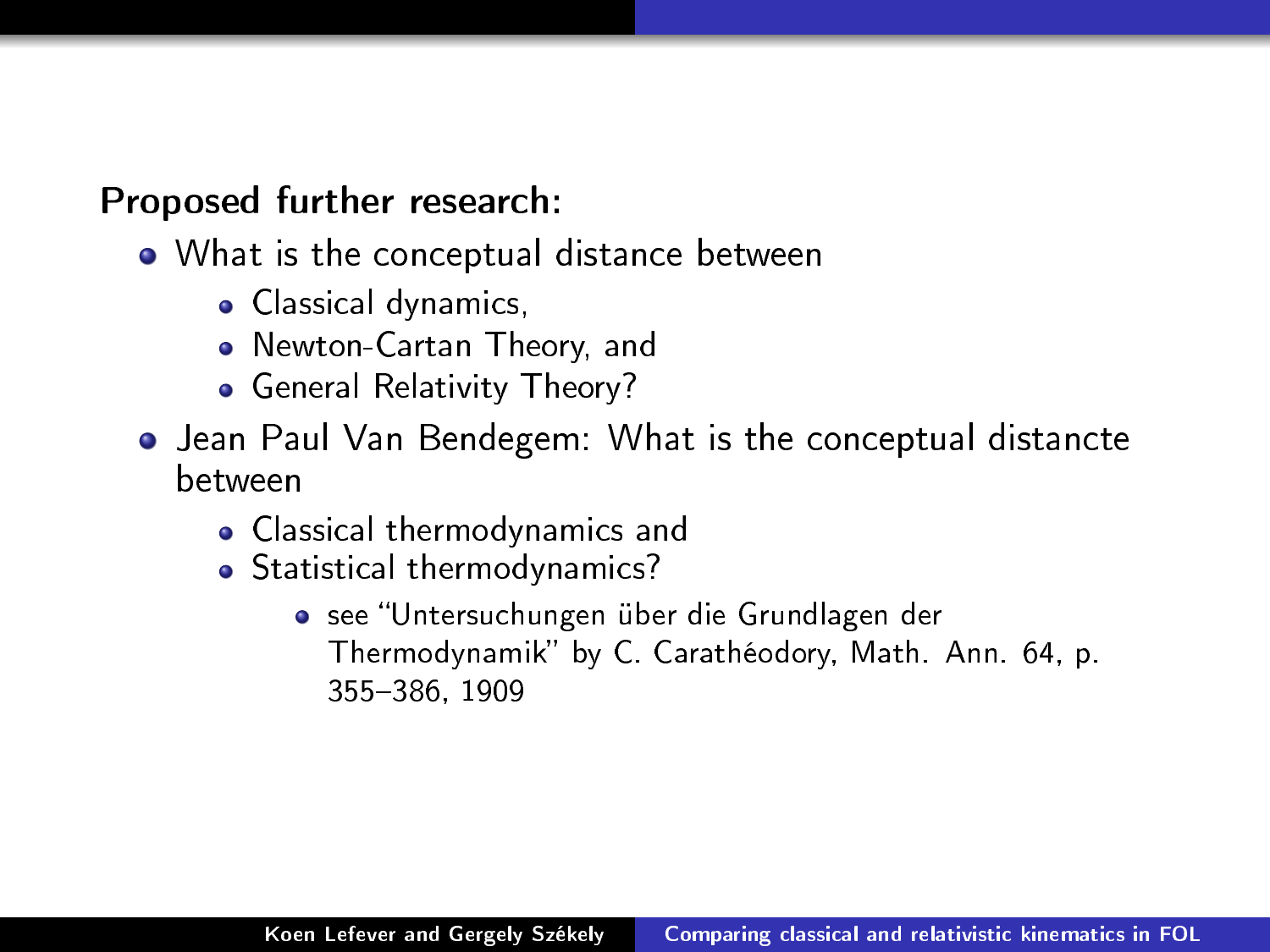**Proposed further research:**

- What is the conceptual distance between
  - Classical dynamics,
  - Newton-Cartan Theory, and
  - General Relativity Theory?
- Jean Paul Van Bendegem: What is the conceptual distancte between
  - Classical thermodynamics and
  - Statistical thermodynamics?
    - see "Untersuchungen über die Grundlagen der Thermodynamik" by C. Carathéodory, Math. Ann. 64, p. 355–386, 1909